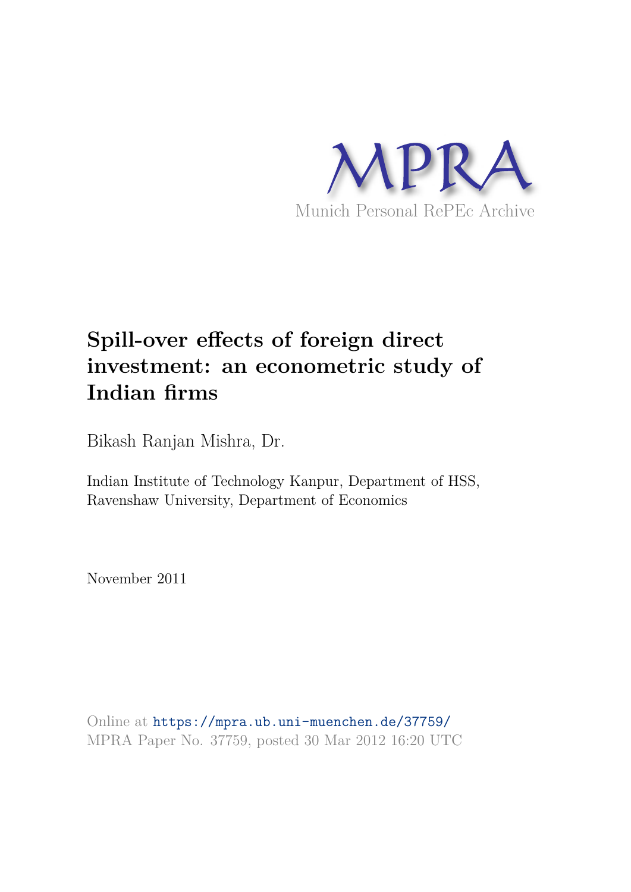MPRA

Munich Personal RePEc Archive

# Spill-over effects of foreign direct investment: an econometric study of Indian firms

Bikash Ranjan Mishra, Dr.

Indian Institute of Technology Kanpur, Department of HSS, Ravenshaw University, Department of Economics

November 2011

Online at https://mpra.ub.uni-muenchen.de/37759/
MPRA Paper No. 37759, posted 30 Mar 2012 16:20 UTC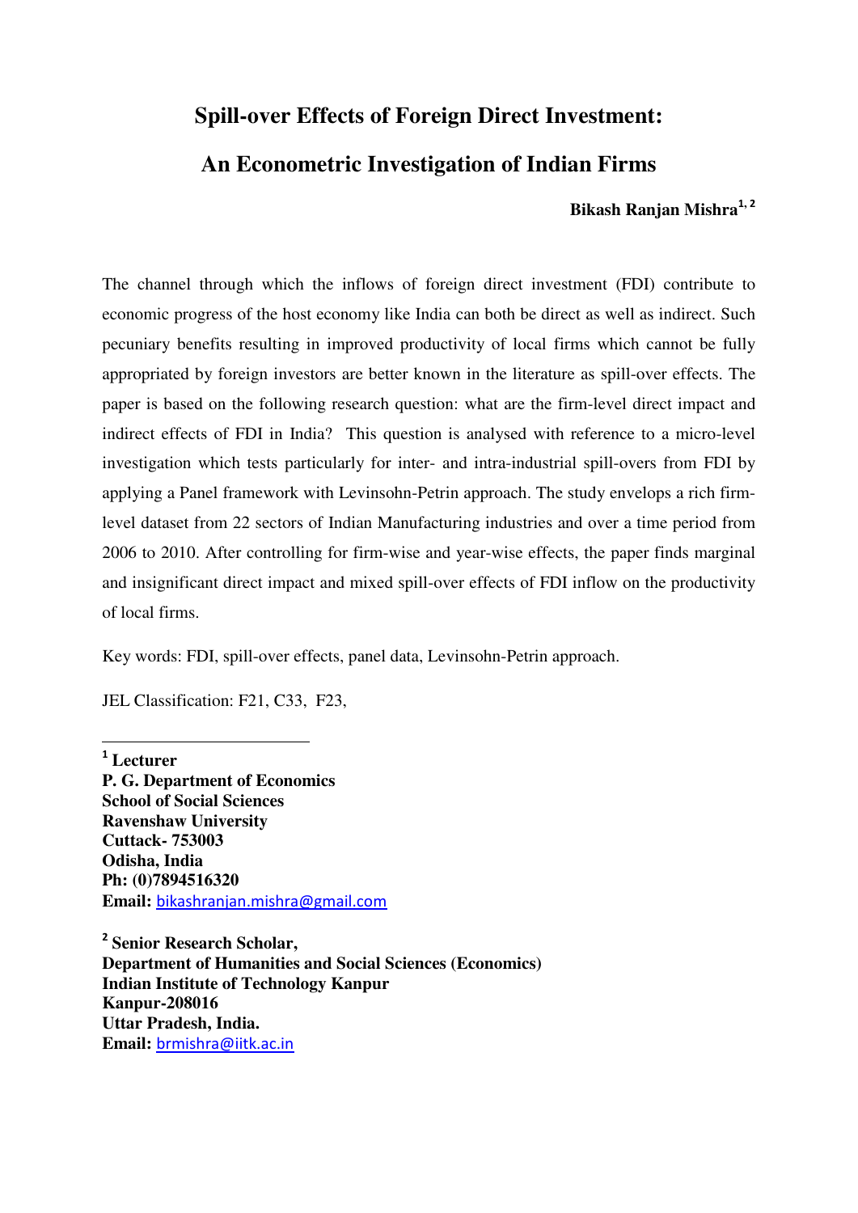# Spill-over Effects of Foreign Direct Investment:

# An Econometric Investigation of Indian Firms

**Bikash Ranjan Mishra**[1, 2]

The channel through which the inflows of foreign direct investment (FDI) contribute to economic progress of the host economy like India can both be direct as well as indirect. Such pecuniary benefits resulting in improved productivity of local firms which cannot be fully appropriated by foreign investors are better known in the literature as spill-over effects. The paper is based on the following research question: what are the firm-level direct impact and indirect effects of FDI in India? This question is analysed with reference to a micro-level investigation which tests particularly for inter- and intra-industrial spill-overs from FDI by applying a Panel framework with Levinsohn-Petrin approach. The study envelops a rich firm-level dataset from 22 sectors of Indian Manufacturing industries and over a time period from 2006 to 2010. After controlling for firm-wise and year-wise effects, the paper finds marginal and insignificant direct impact and mixed spill-over effects of FDI inflow on the productivity of local firms.

Key words: FDI, spill-over effects, panel data, Levinsohn-Petrin approach.

JEL Classification: F21, C33, F23,

---

[1] **Lecturer**
**P. G. Department of Economics**
**School of Social Sciences**
**Ravenshaw University**
**Cuttack- 753003**
**Odisha, India**
**Ph: (0)7894516320**
**Email:** bikashranjan.mishra@gmail.com

[2] **Senior Research Scholar,**
**Department of Humanities and Social Sciences (Economics)**
**Indian Institute of Technology Kanpur**
**Kanpur-208016**
**Uttar Pradesh, India.**
**Email:** brmishra@iitk.ac.in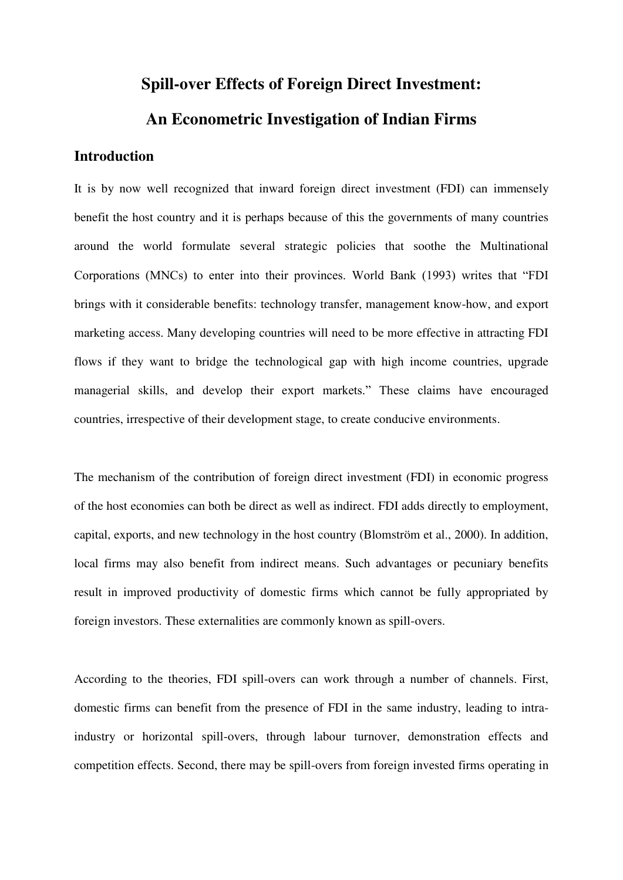# Spill-over Effects of Foreign Direct Investment: An Econometric Investigation of Indian Firms

## Introduction

It is by now well recognized that inward foreign direct investment (FDI) can immensely benefit the host country and it is perhaps because of this the governments of many countries around the world formulate several strategic policies that soothe the Multinational Corporations (MNCs) to enter into their provinces. World Bank (1993) writes that "FDI brings with it considerable benefits: technology transfer, management know-how, and export marketing access. Many developing countries will need to be more effective in attracting FDI flows if they want to bridge the technological gap with high income countries, upgrade managerial skills, and develop their export markets." These claims have encouraged countries, irrespective of their development stage, to create conducive environments.

The mechanism of the contribution of foreign direct investment (FDI) in economic progress of the host economies can both be direct as well as indirect. FDI adds directly to employment, capital, exports, and new technology in the host country (Blomström et al., 2000). In addition, local firms may also benefit from indirect means. Such advantages or pecuniary benefits result in improved productivity of domestic firms which cannot be fully appropriated by foreign investors. These externalities are commonly known as spill-overs.

According to the theories, FDI spill-overs can work through a number of channels. First, domestic firms can benefit from the presence of FDI in the same industry, leading to intra-industry or horizontal spill-overs, through labour turnover, demonstration effects and competition effects. Second, there may be spill-overs from foreign invested firms operating in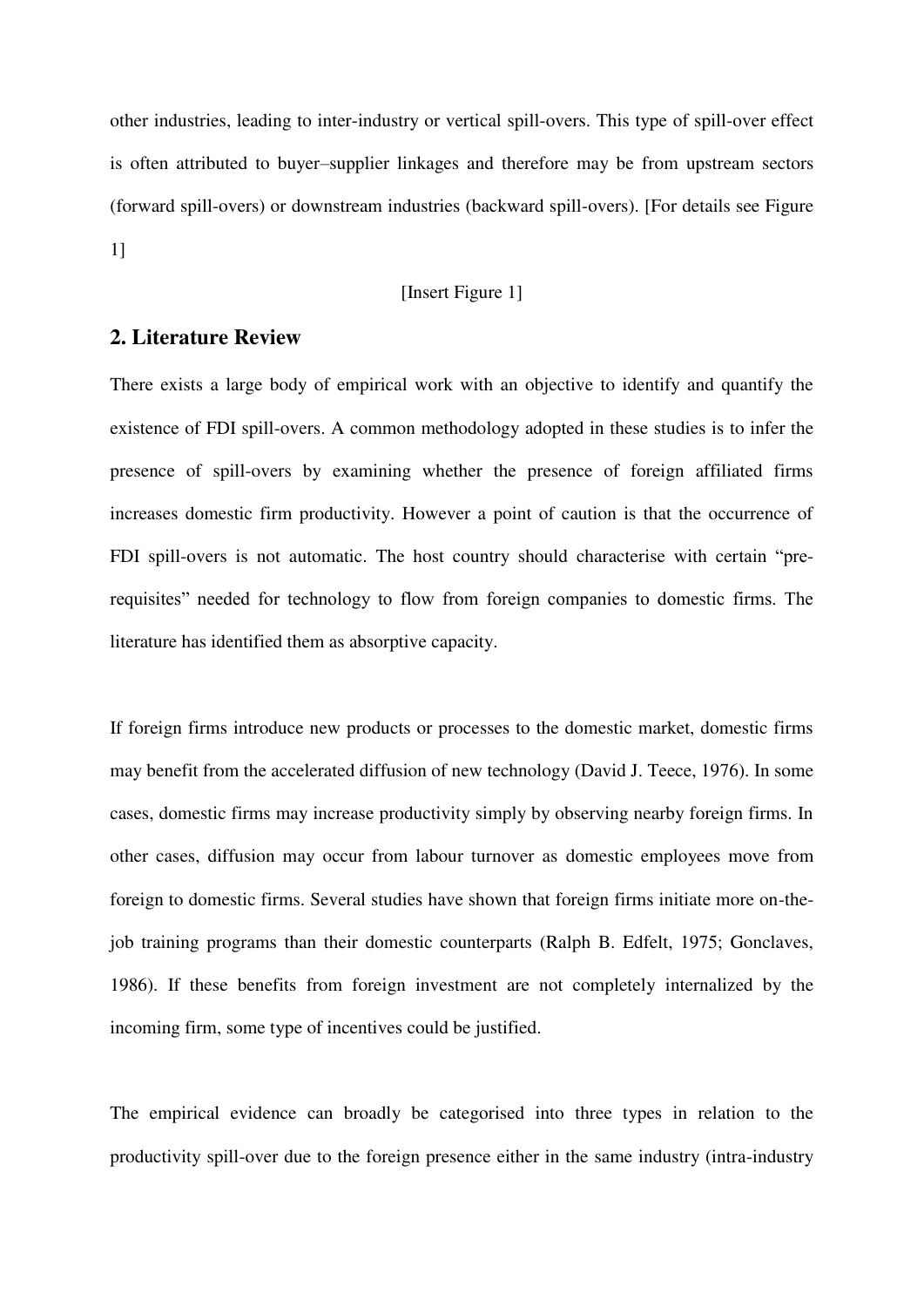other industries, leading to inter-industry or vertical spill-overs. This type of spill-over effect is often attributed to buyer–supplier linkages and therefore may be from upstream sectors (forward spill-overs) or downstream industries (backward spill-overs). [For details see Figure 1]

[Insert Figure 1]

## 2. Literature Review

There exists a large body of empirical work with an objective to identify and quantify the existence of FDI spill-overs. A common methodology adopted in these studies is to infer the presence of spill-overs by examining whether the presence of foreign affiliated firms increases domestic firm productivity. However a point of caution is that the occurrence of FDI spill-overs is not automatic. The host country should characterise with certain "pre-requisites" needed for technology to flow from foreign companies to domestic firms. The literature has identified them as absorptive capacity.

If foreign firms introduce new products or processes to the domestic market, domestic firms may benefit from the accelerated diffusion of new technology (David J. Teece, 1976). In some cases, domestic firms may increase productivity simply by observing nearby foreign firms. In other cases, diffusion may occur from labour turnover as domestic employees move from foreign to domestic firms. Several studies have shown that foreign firms initiate more on-the-job training programs than their domestic counterparts (Ralph B. Edfelt, 1975; Gonclaves, 1986). If these benefits from foreign investment are not completely internalized by the incoming firm, some type of incentives could be justified.

The empirical evidence can broadly be categorised into three types in relation to the productivity spill-over due to the foreign presence either in the same industry (intra-industry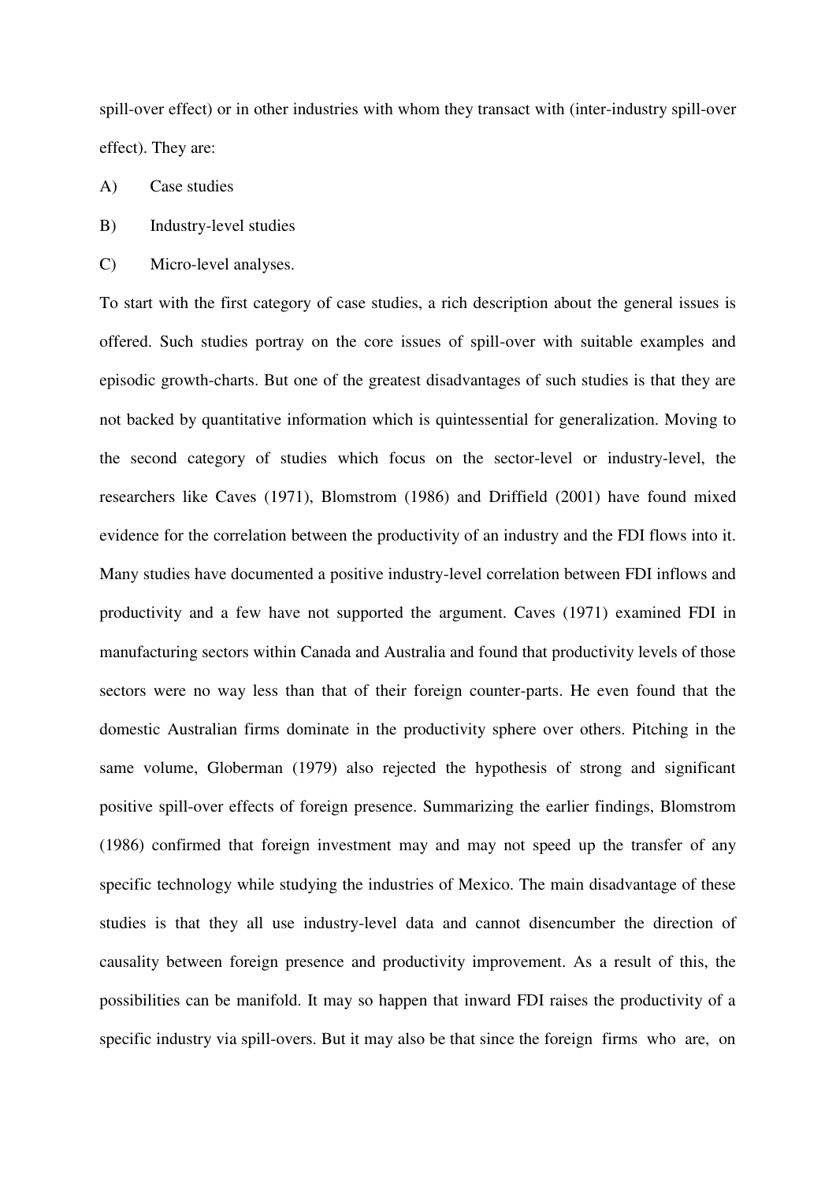spill-over effect) or in other industries with whom they transact with (inter-industry spill-over effect). They are:

A) Case studies

B) Industry-level studies

C) Micro-level analyses.

To start with the first category of case studies, a rich description about the general issues is offered. Such studies portray on the core issues of spill-over with suitable examples and episodic growth-charts. But one of the greatest disadvantages of such studies is that they are not backed by quantitative information which is quintessential for generalization. Moving to the second category of studies which focus on the sector-level or industry-level, the researchers like Caves (1971), Blomstrom (1986) and Driffield (2001) have found mixed evidence for the correlation between the productivity of an industry and the FDI flows into it. Many studies have documented a positive industry-level correlation between FDI inflows and productivity and a few have not supported the argument. Caves (1971) examined FDI in manufacturing sectors within Canada and Australia and found that productivity levels of those sectors were no way less than that of their foreign counter-parts. He even found that the domestic Australian firms dominate in the productivity sphere over others. Pitching in the same volume, Globerman (1979) also rejected the hypothesis of strong and significant positive spill-over effects of foreign presence. Summarizing the earlier findings, Blomstrom (1986) confirmed that foreign investment may and may not speed up the transfer of any specific technology while studying the industries of Mexico. The main disadvantage of these studies is that they all use industry-level data and cannot disencumber the direction of causality between foreign presence and productivity improvement. As a result of this, the possibilities can be manifold. It may so happen that inward FDI raises the productivity of a specific industry via spill-overs. But it may also be that since the foreign firms who are, on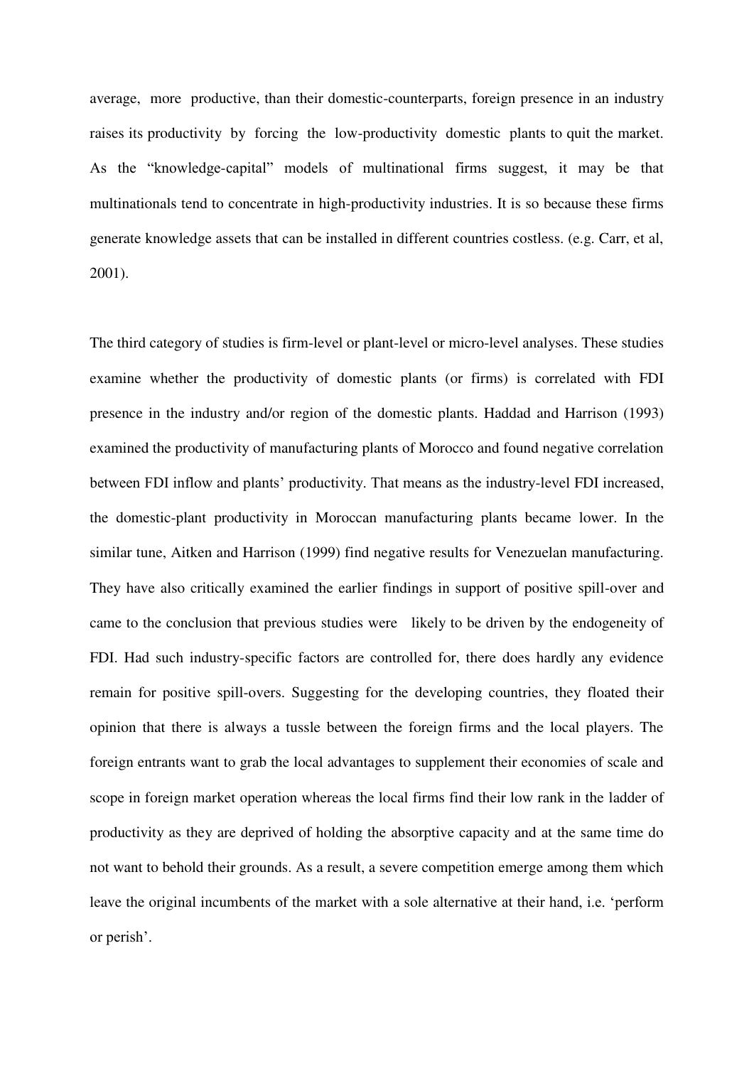average, more productive, than their domestic-counterparts, foreign presence in an industry raises its productivity by forcing the low-productivity domestic plants to quit the market. As the "knowledge-capital" models of multinational firms suggest, it may be that multinationals tend to concentrate in high-productivity industries. It is so because these firms generate knowledge assets that can be installed in different countries costless. (e.g. Carr, et al, 2001).

The third category of studies is firm-level or plant-level or micro-level analyses. These studies examine whether the productivity of domestic plants (or firms) is correlated with FDI presence in the industry and/or region of the domestic plants. Haddad and Harrison (1993) examined the productivity of manufacturing plants of Morocco and found negative correlation between FDI inflow and plants' productivity. That means as the industry-level FDI increased, the domestic-plant productivity in Moroccan manufacturing plants became lower. In the similar tune, Aitken and Harrison (1999) find negative results for Venezuelan manufacturing. They have also critically examined the earlier findings in support of positive spill-over and came to the conclusion that previous studies were likely to be driven by the endogeneity of FDI. Had such industry-specific factors are controlled for, there does hardly any evidence remain for positive spill-overs. Suggesting for the developing countries, they floated their opinion that there is always a tussle between the foreign firms and the local players. The foreign entrants want to grab the local advantages to supplement their economies of scale and scope in foreign market operation whereas the local firms find their low rank in the ladder of productivity as they are deprived of holding the absorptive capacity and at the same time do not want to behold their grounds. As a result, a severe competition emerge among them which leave the original incumbents of the market with a sole alternative at their hand, i.e. 'perform or perish'.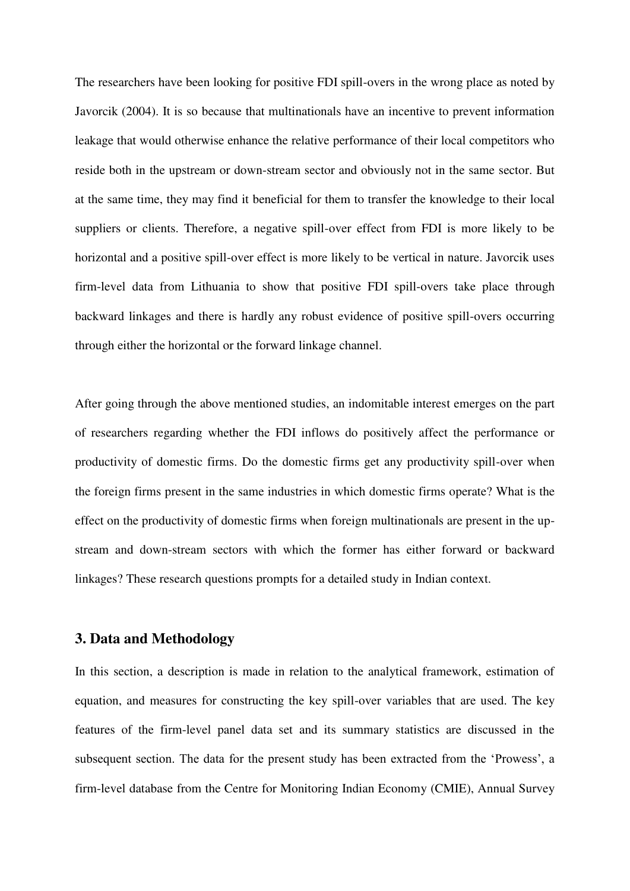The researchers have been looking for positive FDI spill-overs in the wrong place as noted by Javorcik (2004). It is so because that multinationals have an incentive to prevent information leakage that would otherwise enhance the relative performance of their local competitors who reside both in the upstream or down-stream sector and obviously not in the same sector. But at the same time, they may find it beneficial for them to transfer the knowledge to their local suppliers or clients. Therefore, a negative spill-over effect from FDI is more likely to be horizontal and a positive spill-over effect is more likely to be vertical in nature. Javorcik uses firm-level data from Lithuania to show that positive FDI spill-overs take place through backward linkages and there is hardly any robust evidence of positive spill-overs occurring through either the horizontal or the forward linkage channel.

After going through the above mentioned studies, an indomitable interest emerges on the part of researchers regarding whether the FDI inflows do positively affect the performance or productivity of domestic firms. Do the domestic firms get any productivity spill-over when the foreign firms present in the same industries in which domestic firms operate? What is the effect on the productivity of domestic firms when foreign multinationals are present in the up-stream and down-stream sectors with which the former has either forward or backward linkages? These research questions prompts for a detailed study in Indian context.

## 3. Data and Methodology

In this section, a description is made in relation to the analytical framework, estimation of equation, and measures for constructing the key spill-over variables that are used. The key features of the firm-level panel data set and its summary statistics are discussed in the subsequent section. The data for the present study has been extracted from the 'Prowess', a firm-level database from the Centre for Monitoring Indian Economy (CMIE), Annual Survey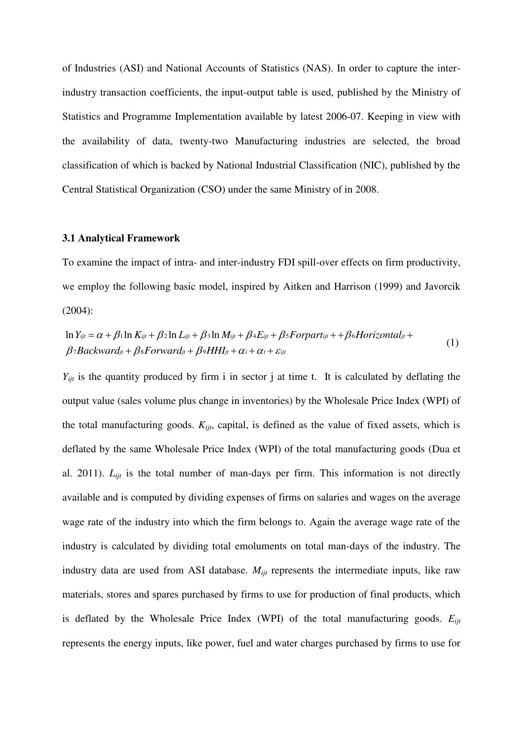of Industries (ASI) and National Accounts of Statistics (NAS). In order to capture the inter-industry transaction coefficients, the input-output table is used, published by the Ministry of Statistics and Programme Implementation available by latest 2006-07. Keeping in view with the availability of data, twenty-two Manufacturing industries are selected, the broad classification of which is backed by National Industrial Classification (NIC), published by the Central Statistical Organization (CSO) under the same Ministry of in 2008.

### 3.1 Analytical Framework

To examine the impact of intra- and inter-industry FDI spill-over effects on firm productivity, we employ the following basic model, inspired by Aitken and Harrison (1999) and Javorcik (2004):

$$\ln Y_{ijt} = \alpha + \beta_1 \ln K_{ijt} + \beta_2 \ln L_{ijt} + \beta_3 \ln M_{ijt} + \beta_4 E_{ijt} + \beta_5 Forpart_{ijt} + + \beta_6 Horizontal_{jt} + \beta_7 Backward_{jt} + \beta_8 Forward_{jt} + \beta_9 HHI_{jt} + \alpha_i + \alpha_t + \varepsilon_{ijt} \quad (1)$$

$Y_{ijt}$ is the quantity produced by firm i in sector j at time t. It is calculated by deflating the output value (sales volume plus change in inventories) by the Wholesale Price Index (WPI) of the total manufacturing goods. $K_{ijt}$, capital, is defined as the value of fixed assets, which is deflated by the same Wholesale Price Index (WPI) of the total manufacturing goods (Dua et al. 2011). $L_{ijt}$ is the total number of man-days per firm. This information is not directly available and is computed by dividing expenses of firms on salaries and wages on the average wage rate of the industry into which the firm belongs to. Again the average wage rate of the industry is calculated by dividing total emoluments on total man-days of the industry. The industry data are used from ASI database. $M_{ijt}$ represents the intermediate inputs, like raw materials, stores and spares purchased by firms to use for production of final products, which is deflated by the Wholesale Price Index (WPI) of the total manufacturing goods. $E_{ijt}$ represents the energy inputs, like power, fuel and water charges purchased by firms to use for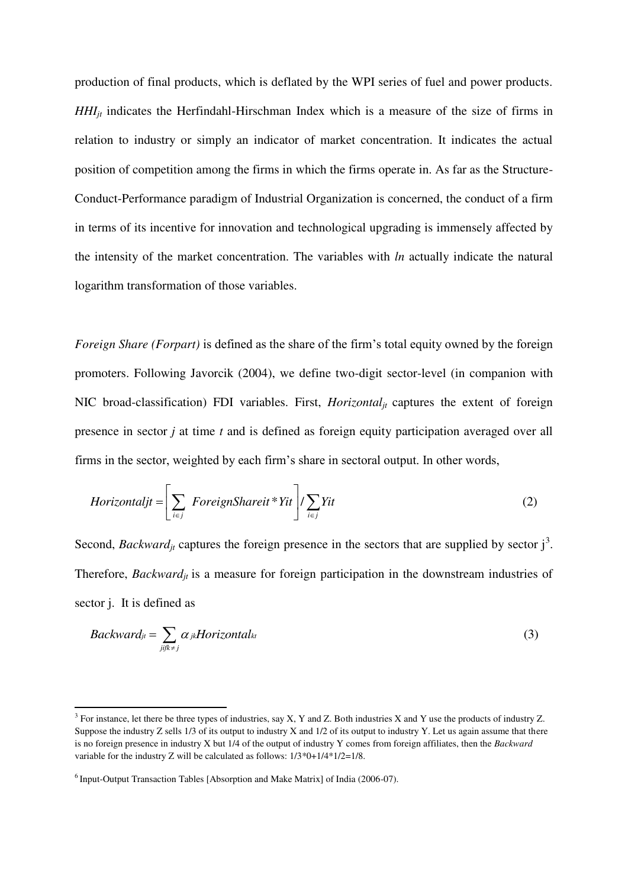production of final products, which is deflated by the WPI series of fuel and power products. $HHI_{jt}$ indicates the Herfindahl-Hirschman Index which is a measure of the size of firms in relation to industry or simply an indicator of market concentration. It indicates the actual position of competition among the firms in which the firms operate in. As far as the Structure-Conduct-Performance paradigm of Industrial Organization is concerned, the conduct of a firm in terms of its incentive for innovation and technological upgrading is immensely affected by the intensity of the market concentration. The variables with *ln* actually indicate the natural logarithm transformation of those variables.

*Foreign Share (Forpart)* is defined as the share of the firm's total equity owned by the foreign promoters. Following Javorcik (2004), we define two-digit sector-level (in companion with NIC broad-classification) FDI variables. First, $Horizontal_{jt}$ captures the extent of foreign presence in sector *j* at time *t* and is defined as foreign equity participation averaged over all firms in the sector, weighted by each firm's share in sectoral output. In other words,

$$Horizontaljt = \left[ \sum_{i \in j} ForeignShareit * Yit \right] / \sum_{i \in j} Yit \tag{2}$$

Second, $Backward_{jt}$ captures the foreign presence in the sectors that are supplied by sector j[3]. Therefore, $Backward_{jt}$ is a measure for foreign participation in the downstream industries of sector j. It is defined as

$$Backward_{jt} = \sum_{jifk \neq j} \alpha_{jk} Horizontal_{kt} \tag{3}$$

---

[3] For instance, let there be three types of industries, say X, Y and Z. Both industries X and Y use the products of industry Z. Suppose the industry Z sells 1/3 of its output to industry X and 1/2 of its output to industry Y. Let us again assume that there is no foreign presence in industry X but 1/4 of the output of industry Y comes from foreign affiliates, then the *Backward* variable for the industry Z will be calculated as follows: 1/3*0+1/4*1/2=1/8.

[6] Input-Output Transaction Tables [Absorption and Make Matrix] of India (2006-07).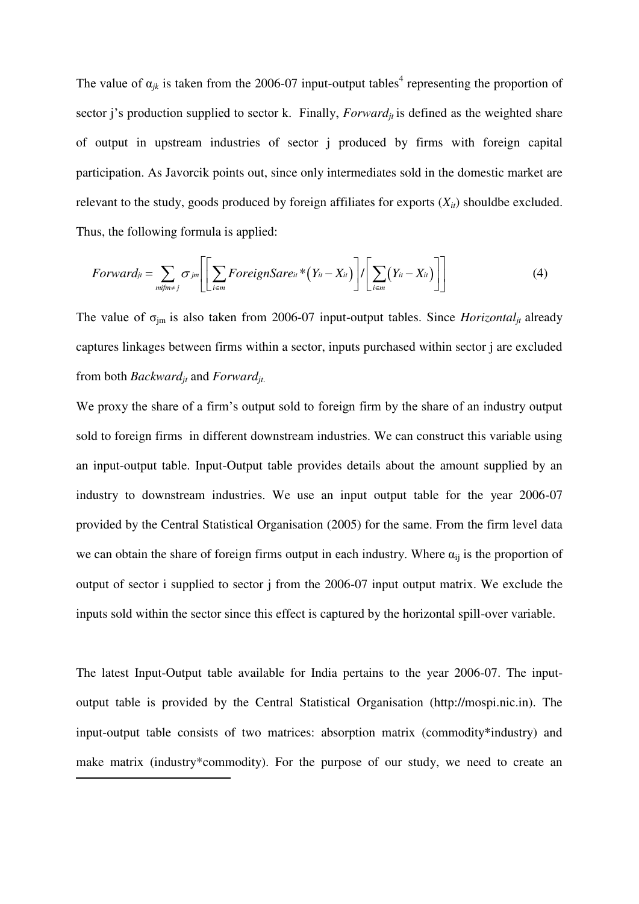The value of $\alpha_{jk}$ is taken from the 2006-07 input-output tables[4] representing the proportion of sector j's production supplied to sector k. Finally, $Forward_{jt}$ is defined as the weighted share of output in upstream industries of sector j produced by firms with foreign capital participation. As Javorcik points out, since only intermediates sold in the domestic market are relevant to the study, goods produced by foreign affiliates for exports ($X_{it}$) shouldbe excluded. Thus, the following formula is applied:

$$Forward_{jt} = \sum_{m if m \neq j} \sigma_{jm} \left[ \left[ \sum_{i \in m} ForeignSare_{it} * \left(Y_{it} - X_{it}\right) \right] / \left[ \sum_{i \in m} \left(Y_{it} - X_{it}\right) \right] \right] \quad (4)$$

The value of $\sigma_{jm}$ is also taken from 2006-07 input-output tables. Since $Horizontal_{jt}$ already captures linkages between firms within a sector, inputs purchased within sector j are excluded from both $Backward_{jt}$ and $Forward_{jt.}$

We proxy the share of a firm's output sold to foreign firm by the share of an industry output sold to foreign firms in different downstream industries. We can construct this variable using an input-output table. Input-Output table provides details about the amount supplied by an industry to downstream industries. We use an input output table for the year 2006-07 provided by the Central Statistical Organisation (2005) for the same. From the firm level data we can obtain the share of foreign firms output in each industry. Where $\alpha_{ij}$ is the proportion of output of sector i supplied to sector j from the 2006-07 input output matrix. We exclude the inputs sold within the sector since this effect is captured by the horizontal spill-over variable.

The latest Input-Output table available for India pertains to the year 2006-07. The input-output table is provided by the Central Statistical Organisation (http://mospi.nic.in). The input-output table consists of two matrices: absorption matrix (commodity*industry) and make matrix (industry*commodity). For the purpose of our study, we need to create an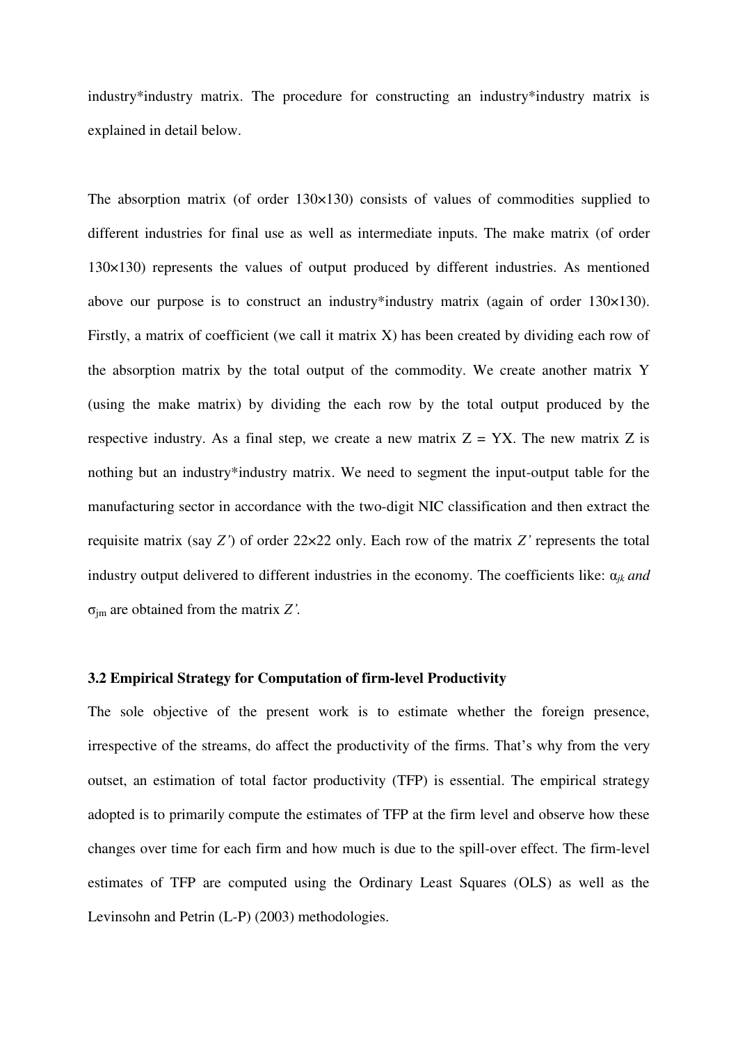industry*industry matrix. The procedure for constructing an industry*industry matrix is explained in detail below.

The absorption matrix (of order 130×130) consists of values of commodities supplied to different industries for final use as well as intermediate inputs. The make matrix (of order 130×130) represents the values of output produced by different industries. As mentioned above our purpose is to construct an industry*industry matrix (again of order 130×130). Firstly, a matrix of coefficient (we call it matrix X) has been created by dividing each row of the absorption matrix by the total output of the commodity. We create another matrix Y (using the make matrix) by dividing the each row by the total output produced by the respective industry. As a final step, we create a new matrix Z = YX. The new matrix Z is nothing but an industry*industry matrix. We need to segment the input-output table for the manufacturing sector in accordance with the two-digit NIC classification and then extract the requisite matrix (say $Z'$) of order 22×22 only. Each row of the matrix $Z'$ represents the total industry output delivered to different industries in the economy. The coefficients like: $\alpha_{jk}$ *and* $\sigma_{jm}$ are obtained from the matrix $Z'$.

### 3.2 Empirical Strategy for Computation of firm-level Productivity

The sole objective of the present work is to estimate whether the foreign presence, irrespective of the streams, do affect the productivity of the firms. That's why from the very outset, an estimation of total factor productivity (TFP) is essential. The empirical strategy adopted is to primarily compute the estimates of TFP at the firm level and observe how these changes over time for each firm and how much is due to the spill-over effect. The firm-level estimates of TFP are computed using the Ordinary Least Squares (OLS) as well as the Levinsohn and Petrin (L-P) (2003) methodologies.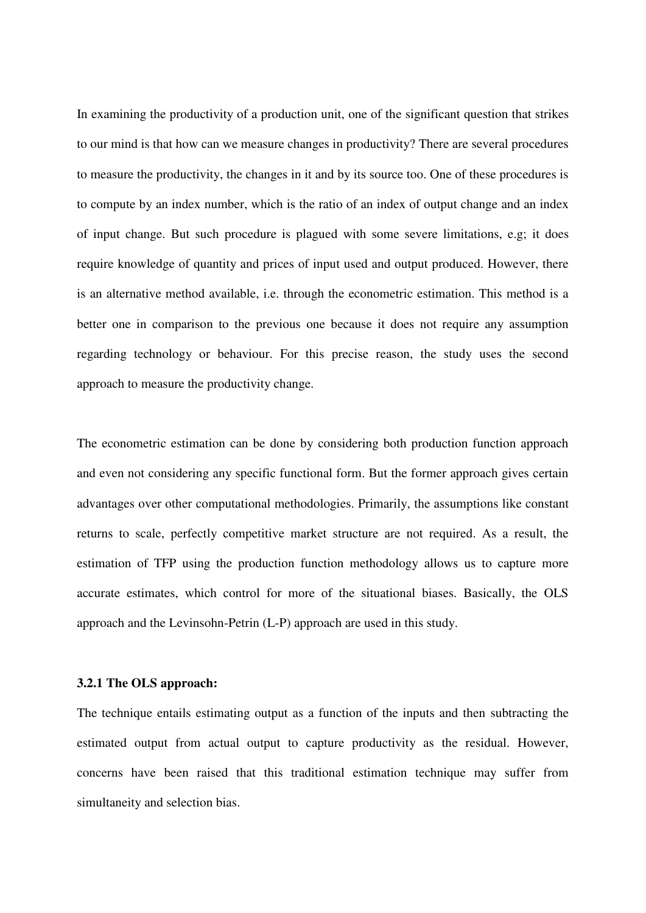In examining the productivity of a production unit, one of the significant question that strikes to our mind is that how can we measure changes in productivity? There are several procedures to measure the productivity, the changes in it and by its source too. One of these procedures is to compute by an index number, which is the ratio of an index of output change and an index of input change. But such procedure is plagued with some severe limitations, e.g; it does require knowledge of quantity and prices of input used and output produced. However, there is an alternative method available, i.e. through the econometric estimation. This method is a better one in comparison to the previous one because it does not require any assumption regarding technology or behaviour. For this precise reason, the study uses the second approach to measure the productivity change.

The econometric estimation can be done by considering both production function approach and even not considering any specific functional form. But the former approach gives certain advantages over other computational methodologies. Primarily, the assumptions like constant returns to scale, perfectly competitive market structure are not required. As a result, the estimation of TFP using the production function methodology allows us to capture more accurate estimates, which control for more of the situational biases. Basically, the OLS approach and the Levinsohn-Petrin (L-P) approach are used in this study.

### 3.2.1 The OLS approach:

The technique entails estimating output as a function of the inputs and then subtracting the estimated output from actual output to capture productivity as the residual. However, concerns have been raised that this traditional estimation technique may suffer from simultaneity and selection bias.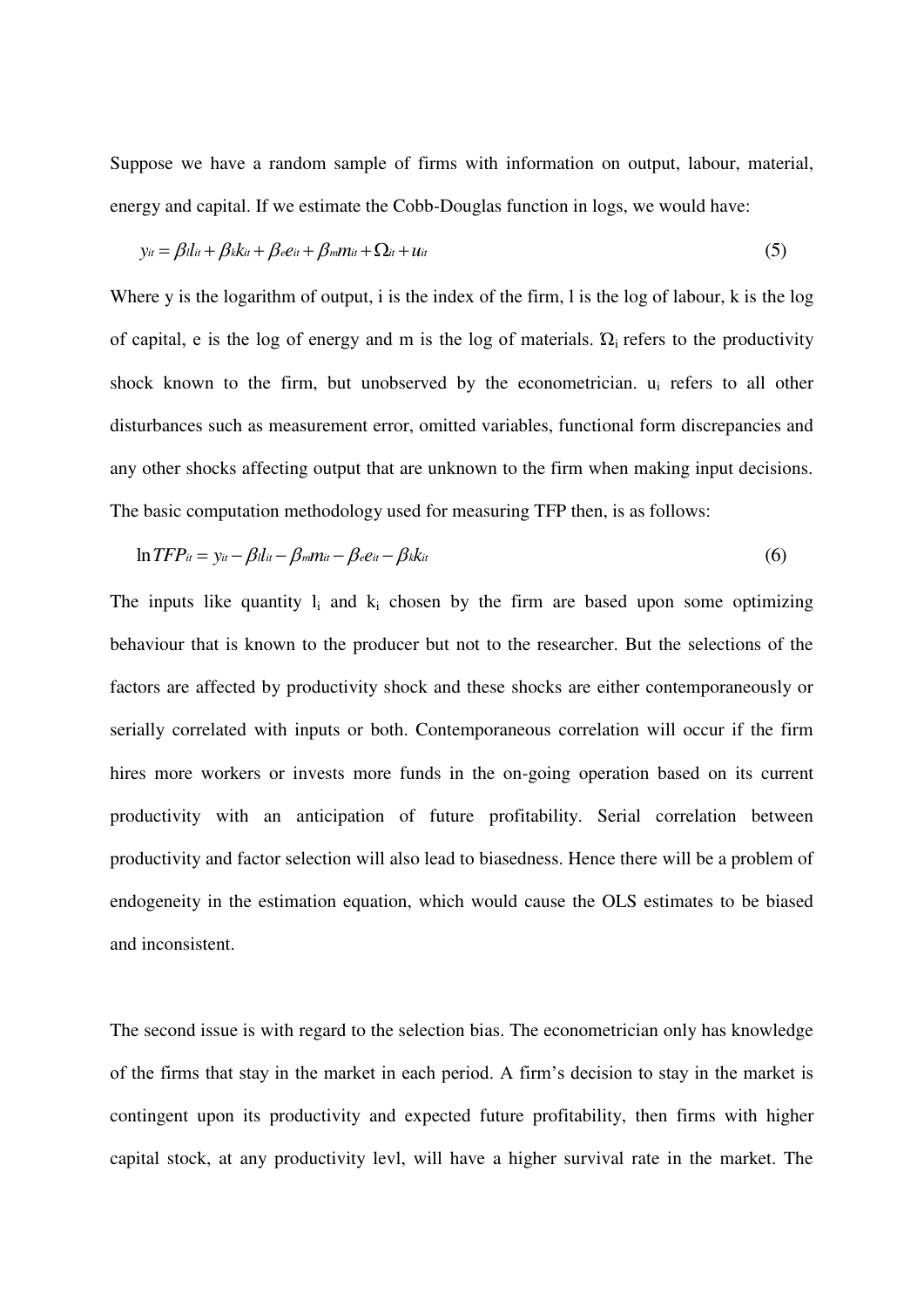Suppose we have a random sample of firms with information on output, labour, material, energy and capital. If we estimate the Cobb-Douglas function in logs, we would have:

$$y_{it} = \beta_l l_{it} + \beta_k k_{it} + \beta_e e_{it} + \beta_m m_{it} + \Omega_{it} + u_{it} \tag{5}$$

Where y is the logarithm of output, i is the index of the firm, l is the log of labour, k is the log of capital, e is the log of energy and m is the log of materials. $\Omega_i$ refers to the productivity shock known to the firm, but unobserved by the econometrician. $u_i$ refers to all other disturbances such as measurement error, omitted variables, functional form discrepancies and any other shocks affecting output that are unknown to the firm when making input decisions. The basic computation methodology used for measuring TFP then, is as follows:

$$\ln TFP_{it} = y_{it} - \beta_l l_{it} - \beta_m m_{it} - \beta_e e_{it} - \beta_k k_{it} \tag{6}$$

The inputs like quantity $l_i$ and $k_i$ chosen by the firm are based upon some optimizing behaviour that is known to the producer but not to the researcher. But the selections of the factors are affected by productivity shock and these shocks are either contemporaneously or serially correlated with inputs or both. Contemporaneous correlation will occur if the firm hires more workers or invests more funds in the on-going operation based on its current productivity with an anticipation of future profitability. Serial correlation between productivity and factor selection will also lead to biasedness. Hence there will be a problem of endogeneity in the estimation equation, which would cause the OLS estimates to be biased and inconsistent.

The second issue is with regard to the selection bias. The econometrician only has knowledge of the firms that stay in the market in each period. A firm's decision to stay in the market is contingent upon its productivity and expected future profitability, then firms with higher capital stock, at any productivity levl, will have a higher survival rate in the market. The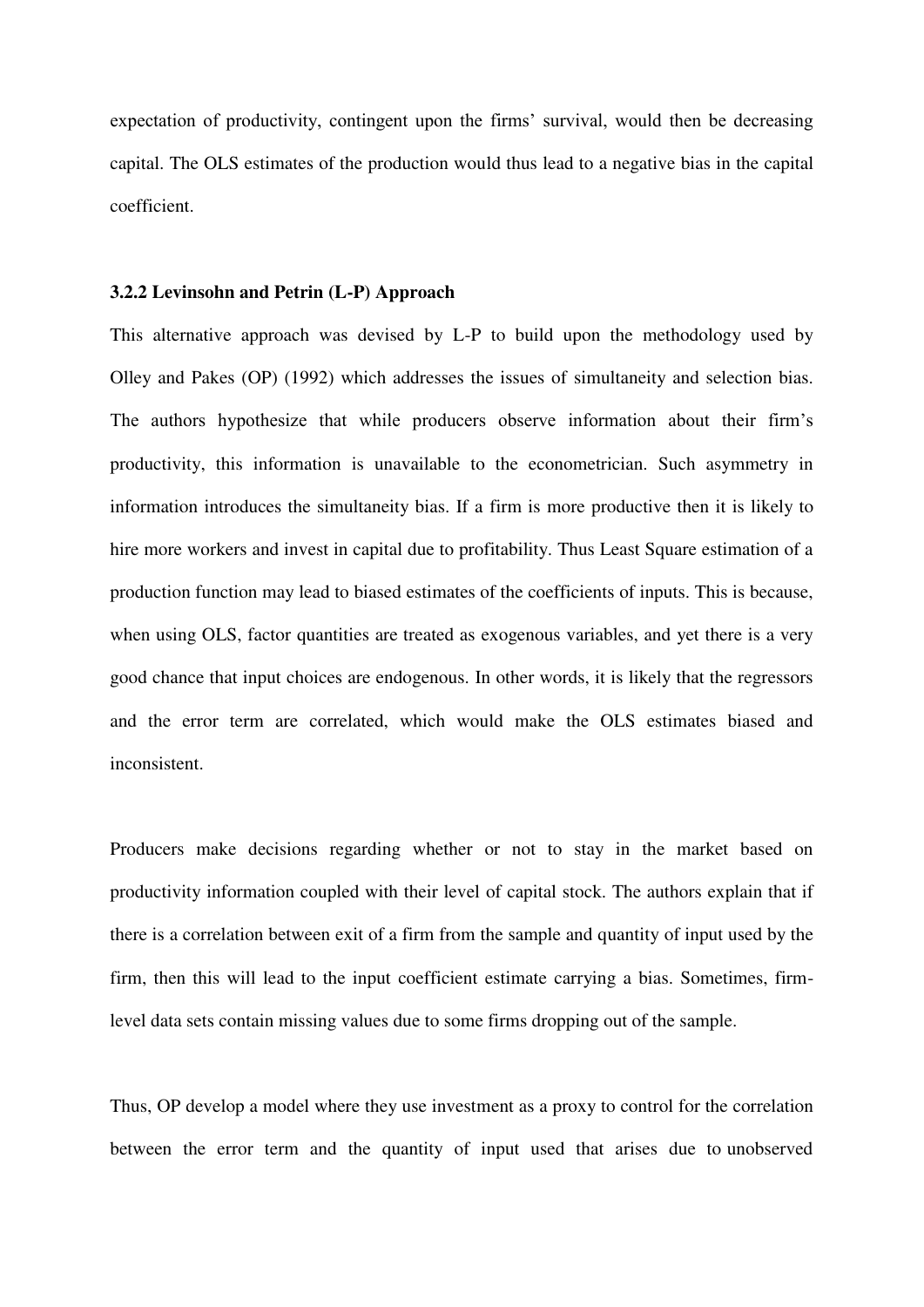expectation of productivity, contingent upon the firms' survival, would then be decreasing capital. The OLS estimates of the production would thus lead to a negative bias in the capital coefficient.

### 3.2.2 Levinsohn and Petrin (L-P) Approach

This alternative approach was devised by L-P to build upon the methodology used by Olley and Pakes (OP) (1992) which addresses the issues of simultaneity and selection bias. The authors hypothesize that while producers observe information about their firm's productivity, this information is unavailable to the econometrician. Such asymmetry in information introduces the simultaneity bias. If a firm is more productive then it is likely to hire more workers and invest in capital due to profitability. Thus Least Square estimation of a production function may lead to biased estimates of the coefficients of inputs. This is because, when using OLS, factor quantities are treated as exogenous variables, and yet there is a very good chance that input choices are endogenous. In other words, it is likely that the regressors and the error term are correlated, which would make the OLS estimates biased and inconsistent.

Producers make decisions regarding whether or not to stay in the market based on productivity information coupled with their level of capital stock. The authors explain that if there is a correlation between exit of a firm from the sample and quantity of input used by the firm, then this will lead to the input coefficient estimate carrying a bias. Sometimes, firm-level data sets contain missing values due to some firms dropping out of the sample.

Thus, OP develop a model where they use investment as a proxy to control for the correlation between the error term and the quantity of input used that arises due to unobserved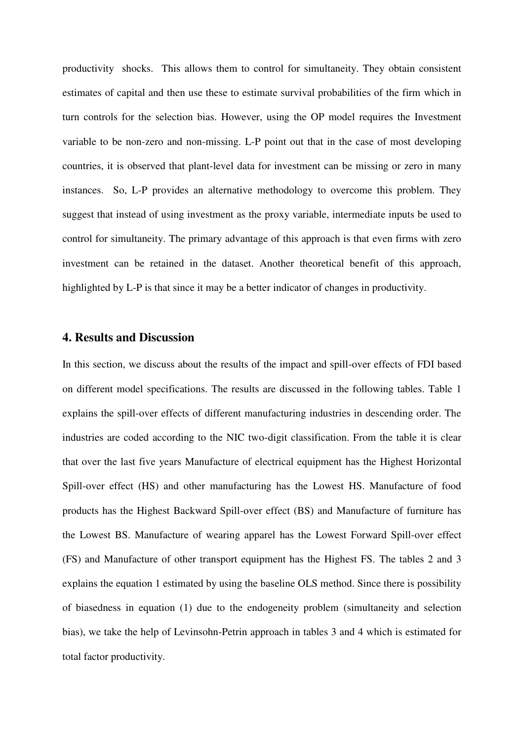productivity shocks. This allows them to control for simultaneity. They obtain consistent estimates of capital and then use these to estimate survival probabilities of the firm which in turn controls for the selection bias. However, using the OP model requires the Investment variable to be non-zero and non-missing. L-P point out that in the case of most developing countries, it is observed that plant-level data for investment can be missing or zero in many instances. So, L-P provides an alternative methodology to overcome this problem. They suggest that instead of using investment as the proxy variable, intermediate inputs be used to control for simultaneity. The primary advantage of this approach is that even firms with zero investment can be retained in the dataset. Another theoretical benefit of this approach, highlighted by L-P is that since it may be a better indicator of changes in productivity.

## 4. Results and Discussion

In this section, we discuss about the results of the impact and spill-over effects of FDI based on different model specifications. The results are discussed in the following tables. Table 1 explains the spill-over effects of different manufacturing industries in descending order. The industries are coded according to the NIC two-digit classification. From the table it is clear that over the last five years Manufacture of electrical equipment has the Highest Horizontal Spill-over effect (HS) and other manufacturing has the Lowest HS. Manufacture of food products has the Highest Backward Spill-over effect (BS) and Manufacture of furniture has the Lowest BS. Manufacture of wearing apparel has the Lowest Forward Spill-over effect (FS) and Manufacture of other transport equipment has the Highest FS. The tables 2 and 3 explains the equation 1 estimated by using the baseline OLS method. Since there is possibility of biasedness in equation (1) due to the endogeneity problem (simultaneity and selection bias), we take the help of Levinsohn-Petrin approach in tables 3 and 4 which is estimated for total factor productivity.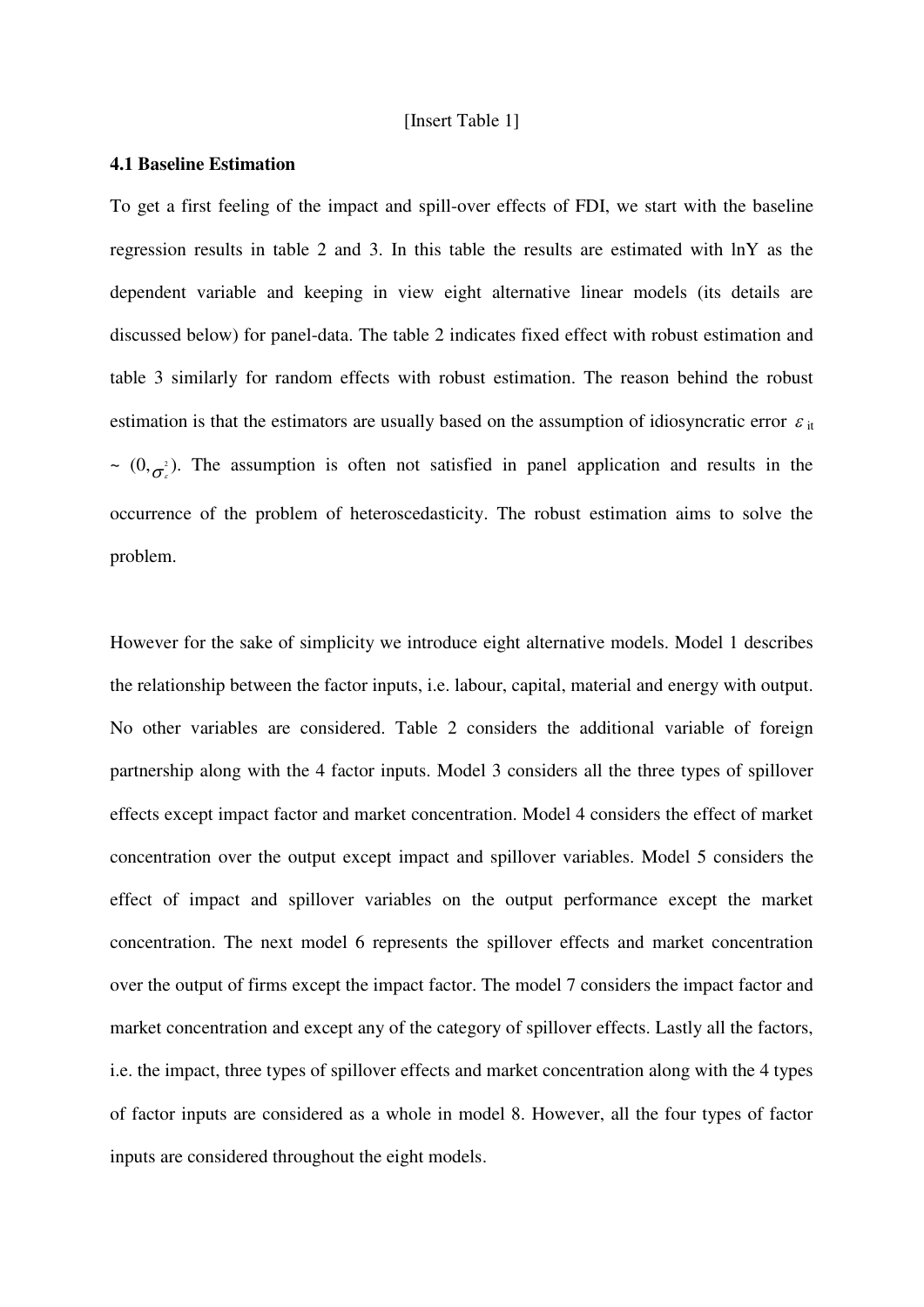[Insert Table 1]

**4.1 Baseline Estimation**

To get a first feeling of the impact and spill-over effects of FDI, we start with the baseline regression results in table 2 and 3. In this table the results are estimated with lnY as the dependent variable and keeping in view eight alternative linear models (its details are discussed below) for panel-data. The table 2 indicates fixed effect with robust estimation and table 3 similarly for random effects with robust estimation. The reason behind the robust estimation is that the estimators are usually based on the assumption of idiosyncratic error $\varepsilon_{it}$ ~ $(0, \sigma_{\varepsilon}^2)$. The assumption is often not satisfied in panel application and results in the occurrence of the problem of heteroscedasticity. The robust estimation aims to solve the problem.

However for the sake of simplicity we introduce eight alternative models. Model 1 describes the relationship between the factor inputs, i.e. labour, capital, material and energy with output. No other variables are considered. Table 2 considers the additional variable of foreign partnership along with the 4 factor inputs. Model 3 considers all the three types of spillover effects except impact factor and market concentration. Model 4 considers the effect of market concentration over the output except impact and spillover variables. Model 5 considers the effect of impact and spillover variables on the output performance except the market concentration. The next model 6 represents the spillover effects and market concentration over the output of firms except the impact factor. The model 7 considers the impact factor and market concentration and except any of the category of spillover effects. Lastly all the factors, i.e. the impact, three types of spillover effects and market concentration along with the 4 types of factor inputs are considered as a whole in model 8. However, all the four types of factor inputs are considered throughout the eight models.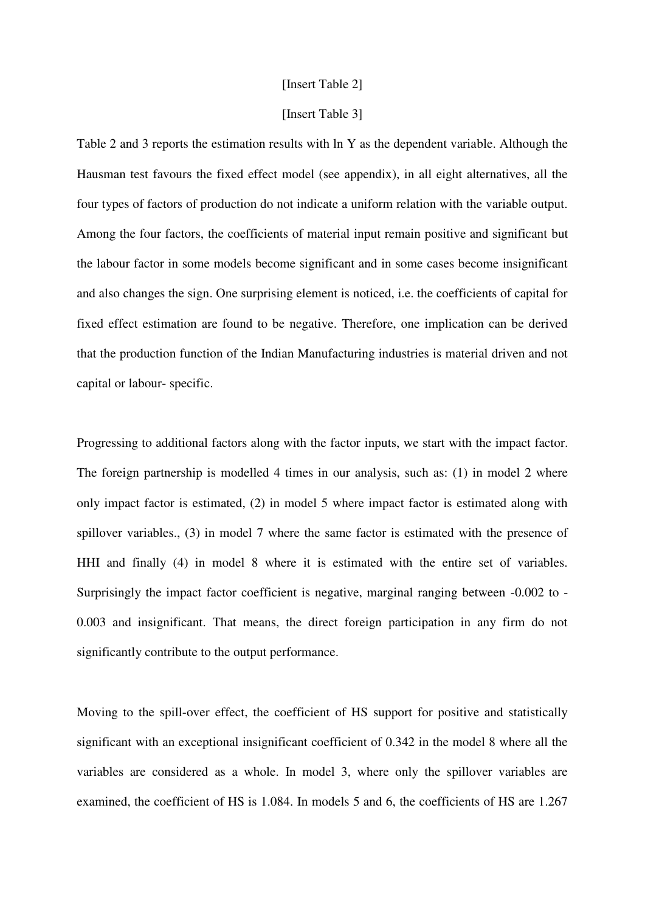[Insert Table 2]

[Insert Table 3]

Table 2 and 3 reports the estimation results with ln Y as the dependent variable. Although the Hausman test favours the fixed effect model (see appendix), in all eight alternatives, all the four types of factors of production do not indicate a uniform relation with the variable output. Among the four factors, the coefficients of material input remain positive and significant but the labour factor in some models become significant and in some cases become insignificant and also changes the sign. One surprising element is noticed, i.e. the coefficients of capital for fixed effect estimation are found to be negative. Therefore, one implication can be derived that the production function of the Indian Manufacturing industries is material driven and not capital or labour- specific.

Progressing to additional factors along with the factor inputs, we start with the impact factor. The foreign partnership is modelled 4 times in our analysis, such as: (1) in model 2 where only impact factor is estimated, (2) in model 5 where impact factor is estimated along with spillover variables., (3) in model 7 where the same factor is estimated with the presence of HHI and finally (4) in model 8 where it is estimated with the entire set of variables. Surprisingly the impact factor coefficient is negative, marginal ranging between -0.002 to -0.003 and insignificant. That means, the direct foreign participation in any firm do not significantly contribute to the output performance.

Moving to the spill-over effect, the coefficient of HS support for positive and statistically significant with an exceptional insignificant coefficient of 0.342 in the model 8 where all the variables are considered as a whole. In model 3, where only the spillover variables are examined, the coefficient of HS is 1.084. In models 5 and 6, the coefficients of HS are 1.267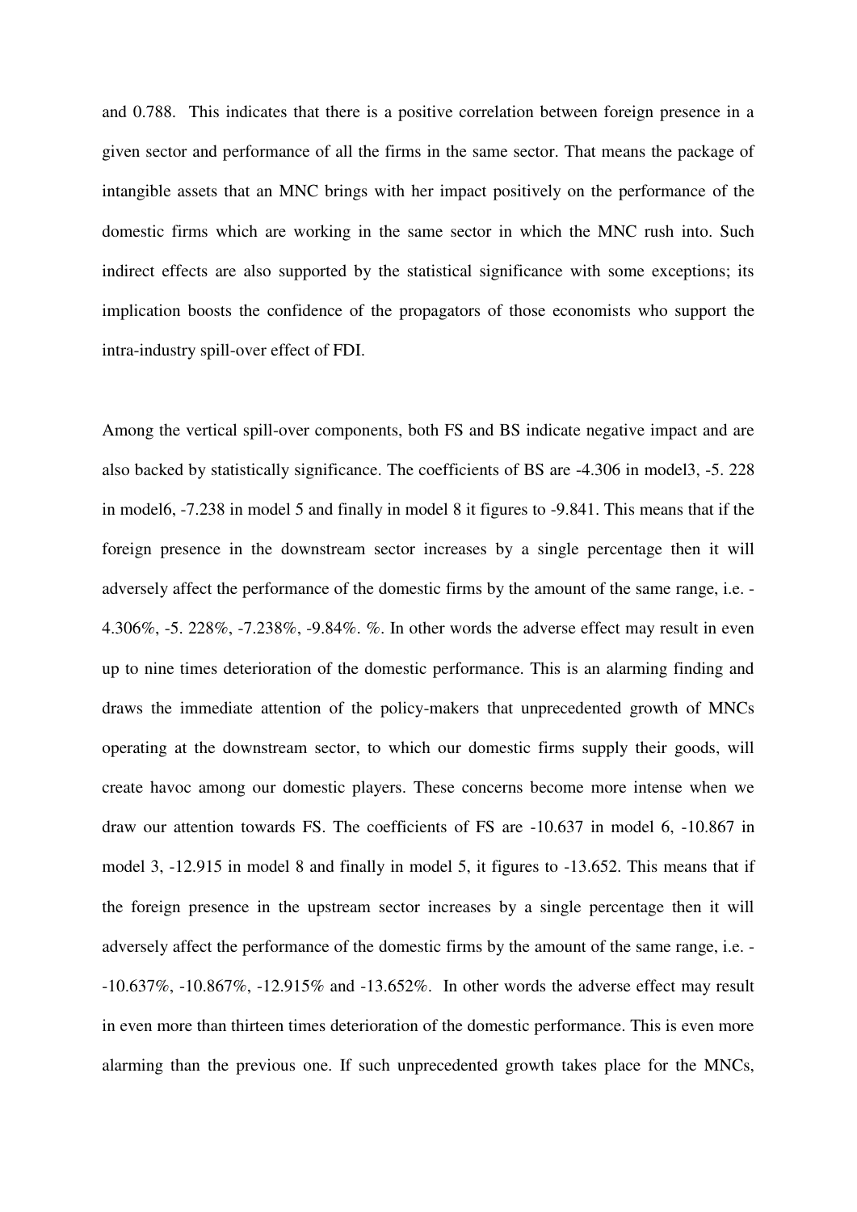and 0.788. This indicates that there is a positive correlation between foreign presence in a given sector and performance of all the firms in the same sector. That means the package of intangible assets that an MNC brings with her impact positively on the performance of the domestic firms which are working in the same sector in which the MNC rush into. Such indirect effects are also supported by the statistical significance with some exceptions; its implication boosts the confidence of the propagators of those economists who support the intra-industry spill-over effect of FDI.

Among the vertical spill-over components, both FS and BS indicate negative impact and are also backed by statistically significance. The coefficients of BS are -4.306 in model3, -5. 228 in model6, -7.238 in model 5 and finally in model 8 it figures to -9.841. This means that if the foreign presence in the downstream sector increases by a single percentage then it will adversely affect the performance of the domestic firms by the amount of the same range, i.e. -4.306%, -5. 228%, -7.238%, -9.84%. %. In other words the adverse effect may result in even up to nine times deterioration of the domestic performance. This is an alarming finding and draws the immediate attention of the policy-makers that unprecedented growth of MNCs operating at the downstream sector, to which our domestic firms supply their goods, will create havoc among our domestic players. These concerns become more intense when we draw our attention towards FS. The coefficients of FS are -10.637 in model 6, -10.867 in model 3, -12.915 in model 8 and finally in model 5, it figures to -13.652. This means that if the foreign presence in the upstream sector increases by a single percentage then it will adversely affect the performance of the domestic firms by the amount of the same range, i.e. --10.637%, -10.867%, -12.915% and -13.652%. In other words the adverse effect may result in even more than thirteen times deterioration of the domestic performance. This is even more alarming than the previous one. If such unprecedented growth takes place for the MNCs,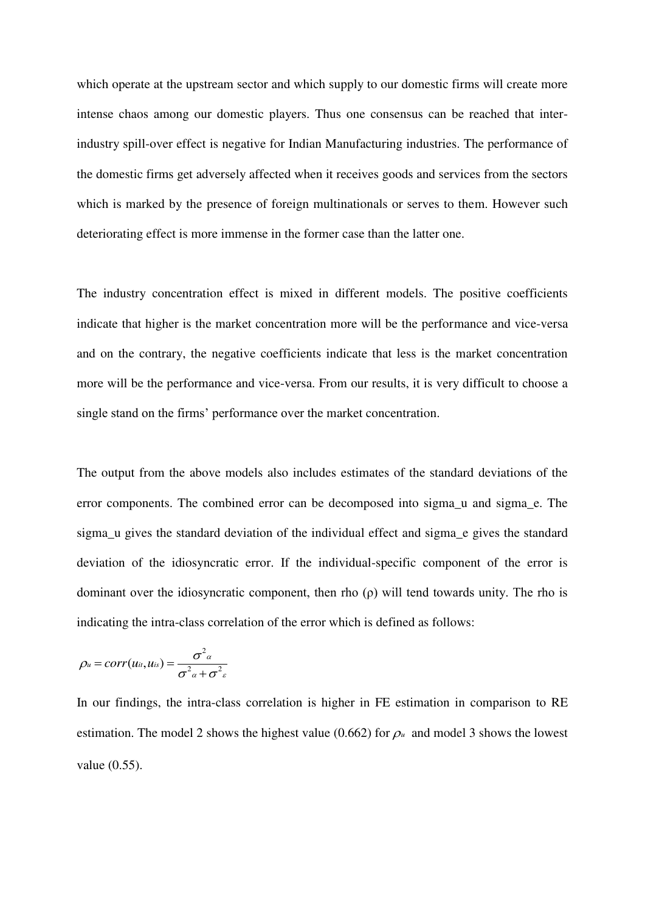which operate at the upstream sector and which supply to our domestic firms will create more intense chaos among our domestic players. Thus one consensus can be reached that inter-industry spill-over effect is negative for Indian Manufacturing industries. The performance of the domestic firms get adversely affected when it receives goods and services from the sectors which is marked by the presence of foreign multinationals or serves to them. However such deteriorating effect is more immense in the former case than the latter one.

The industry concentration effect is mixed in different models. The positive coefficients indicate that higher is the market concentration more will be the performance and vice-versa and on the contrary, the negative coefficients indicate that less is the market concentration more will be the performance and vice-versa. From our results, it is very difficult to choose a single stand on the firms' performance over the market concentration.

The output from the above models also includes estimates of the standard deviations of the error components. The combined error can be decomposed into sigma_u and sigma_e. The sigma_u gives the standard deviation of the individual effect and sigma_e gives the standard deviation of the idiosyncratic error. If the individual-specific component of the error is dominant over the idiosyncratic component, then rho (ρ) will tend towards unity. The rho is indicating the intra-class correlation of the error which is defined as follows:

$$\rho_u = corr(u_{it}, u_{is}) = \frac{\sigma^2_\alpha}{\sigma^2_\alpha + \sigma^2_\varepsilon}$$

In our findings, the intra-class correlation is higher in FE estimation in comparison to RE estimation. The model 2 shows the highest value (0.662) for $\rho_u$ and model 3 shows the lowest value (0.55).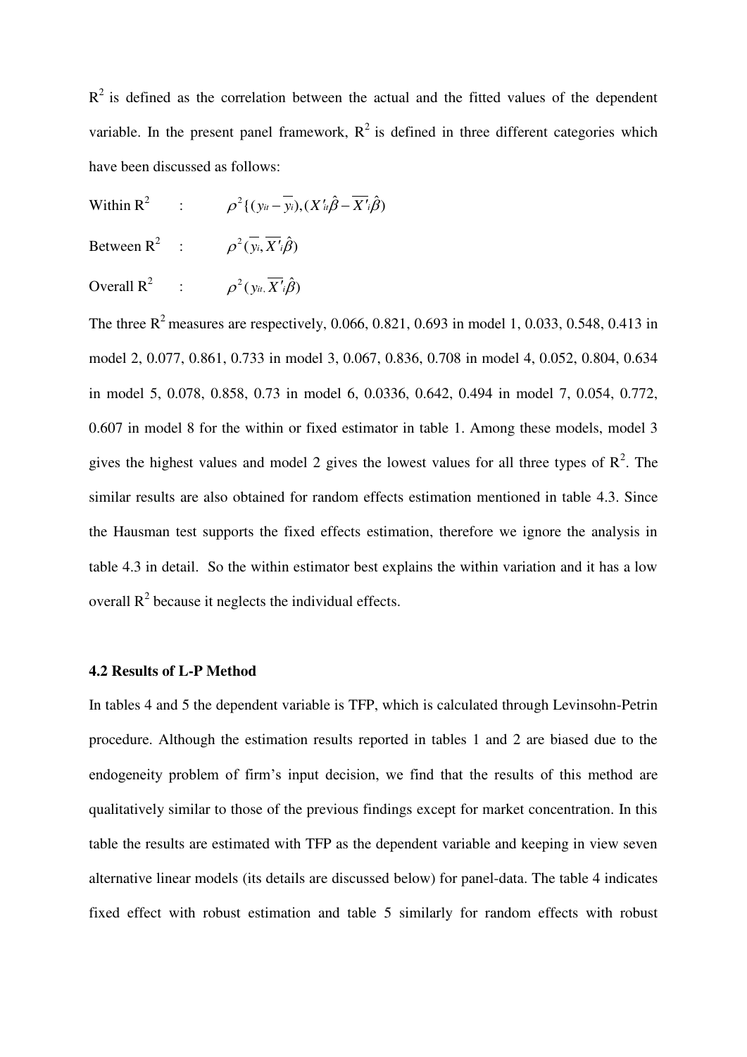$R^2$ is defined as the correlation between the actual and the fitted values of the dependent variable. In the present panel framework, $R^2$ is defined in three different categories which have been discussed as follows:

Within $R^2$ : $\rho^2\{(y_{it} - \overline{y_i}), (X'_{it}\hat{\beta} - \overline{X'_i}\hat{\beta})$

Between $R^2$ : $\rho^2(\overline{y_i}, \overline{X'_i}\hat{\beta})$

Overall $R^2$ : $\rho^2(y_{it}, \overline{X'_i}\hat{\beta})$

The three $R^2$ measures are respectively, 0.066, 0.821, 0.693 in model 1, 0.033, 0.548, 0.413 in model 2, 0.077, 0.861, 0.733 in model 3, 0.067, 0.836, 0.708 in model 4, 0.052, 0.804, 0.634 in model 5, 0.078, 0.858, 0.73 in model 6, 0.0336, 0.642, 0.494 in model 7, 0.054, 0.772, 0.607 in model 8 for the within or fixed estimator in table 1. Among these models, model 3 gives the highest values and model 2 gives the lowest values for all three types of $R^2$. The similar results are also obtained for random effects estimation mentioned in table 4.3. Since the Hausman test supports the fixed effects estimation, therefore we ignore the analysis in table 4.3 in detail. So the within estimator best explains the within variation and it has a low overall $R^2$ because it neglects the individual effects.

### 4.2 Results of L-P Method

In tables 4 and 5 the dependent variable is TFP, which is calculated through Levinsohn-Petrin procedure. Although the estimation results reported in tables 1 and 2 are biased due to the endogeneity problem of firm's input decision, we find that the results of this method are qualitatively similar to those of the previous findings except for market concentration. In this table the results are estimated with TFP as the dependent variable and keeping in view seven alternative linear models (its details are discussed below) for panel-data. The table 4 indicates fixed effect with robust estimation and table 5 similarly for random effects with robust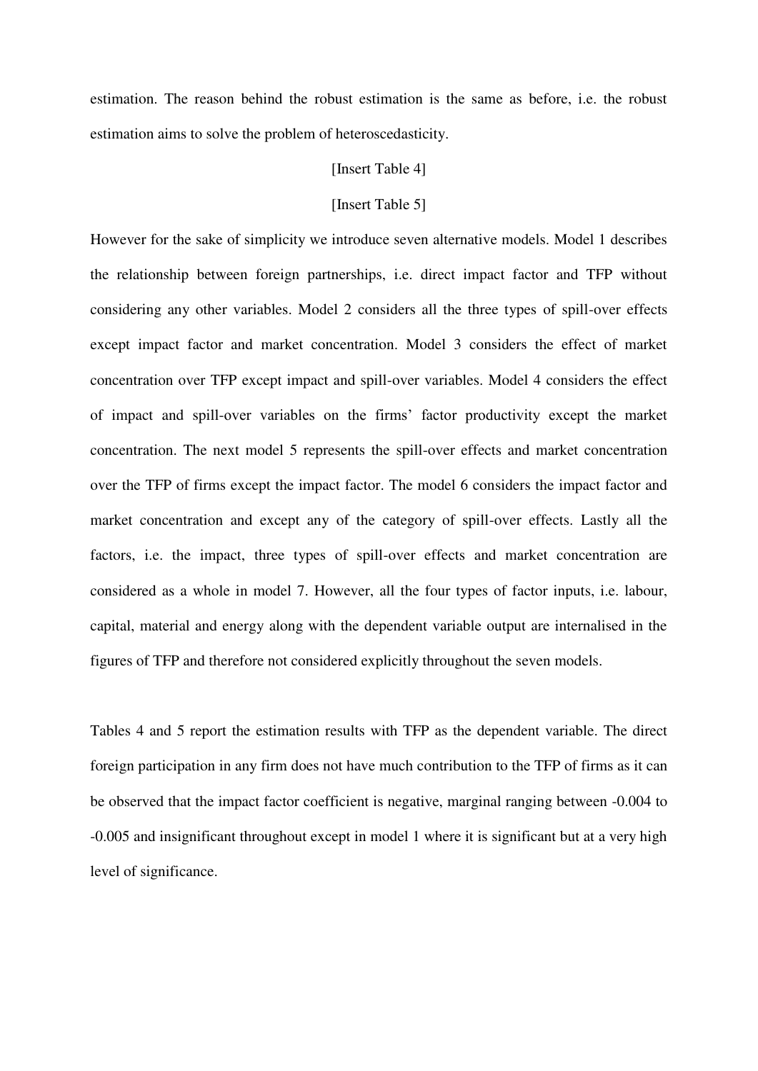estimation. The reason behind the robust estimation is the same as before, i.e. the robust estimation aims to solve the problem of heteroscedasticity.

[Insert Table 4]

[Insert Table 5]

However for the sake of simplicity we introduce seven alternative models. Model 1 describes the relationship between foreign partnerships, i.e. direct impact factor and TFP without considering any other variables. Model 2 considers all the three types of spill-over effects except impact factor and market concentration. Model 3 considers the effect of market concentration over TFP except impact and spill-over variables. Model 4 considers the effect of impact and spill-over variables on the firms' factor productivity except the market concentration. The next model 5 represents the spill-over effects and market concentration over the TFP of firms except the impact factor. The model 6 considers the impact factor and market concentration and except any of the category of spill-over effects. Lastly all the factors, i.e. the impact, three types of spill-over effects and market concentration are considered as a whole in model 7. However, all the four types of factor inputs, i.e. labour, capital, material and energy along with the dependent variable output are internalised in the figures of TFP and therefore not considered explicitly throughout the seven models.

Tables 4 and 5 report the estimation results with TFP as the dependent variable. The direct foreign participation in any firm does not have much contribution to the TFP of firms as it can be observed that the impact factor coefficient is negative, marginal ranging between -0.004 to -0.005 and insignificant throughout except in model 1 where it is significant but at a very high level of significance.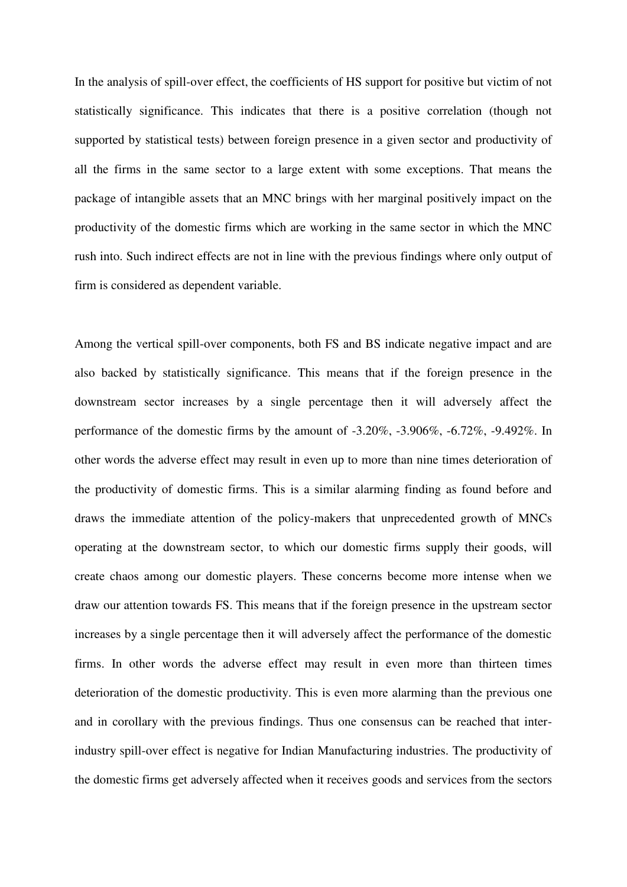In the analysis of spill-over effect, the coefficients of HS support for positive but victim of not statistically significance. This indicates that there is a positive correlation (though not supported by statistical tests) between foreign presence in a given sector and productivity of all the firms in the same sector to a large extent with some exceptions. That means the package of intangible assets that an MNC brings with her marginal positively impact on the productivity of the domestic firms which are working in the same sector in which the MNC rush into. Such indirect effects are not in line with the previous findings where only output of firm is considered as dependent variable.

Among the vertical spill-over components, both FS and BS indicate negative impact and are also backed by statistically significance. This means that if the foreign presence in the downstream sector increases by a single percentage then it will adversely affect the performance of the domestic firms by the amount of -3.20%, -3.906%, -6.72%, -9.492%. In other words the adverse effect may result in even up to more than nine times deterioration of the productivity of domestic firms. This is a similar alarming finding as found before and draws the immediate attention of the policy-makers that unprecedented growth of MNCs operating at the downstream sector, to which our domestic firms supply their goods, will create chaos among our domestic players. These concerns become more intense when we draw our attention towards FS. This means that if the foreign presence in the upstream sector increases by a single percentage then it will adversely affect the performance of the domestic firms. In other words the adverse effect may result in even more than thirteen times deterioration of the domestic productivity. This is even more alarming than the previous one and in corollary with the previous findings. Thus one consensus can be reached that inter-industry spill-over effect is negative for Indian Manufacturing industries. The productivity of the domestic firms get adversely affected when it receives goods and services from the sectors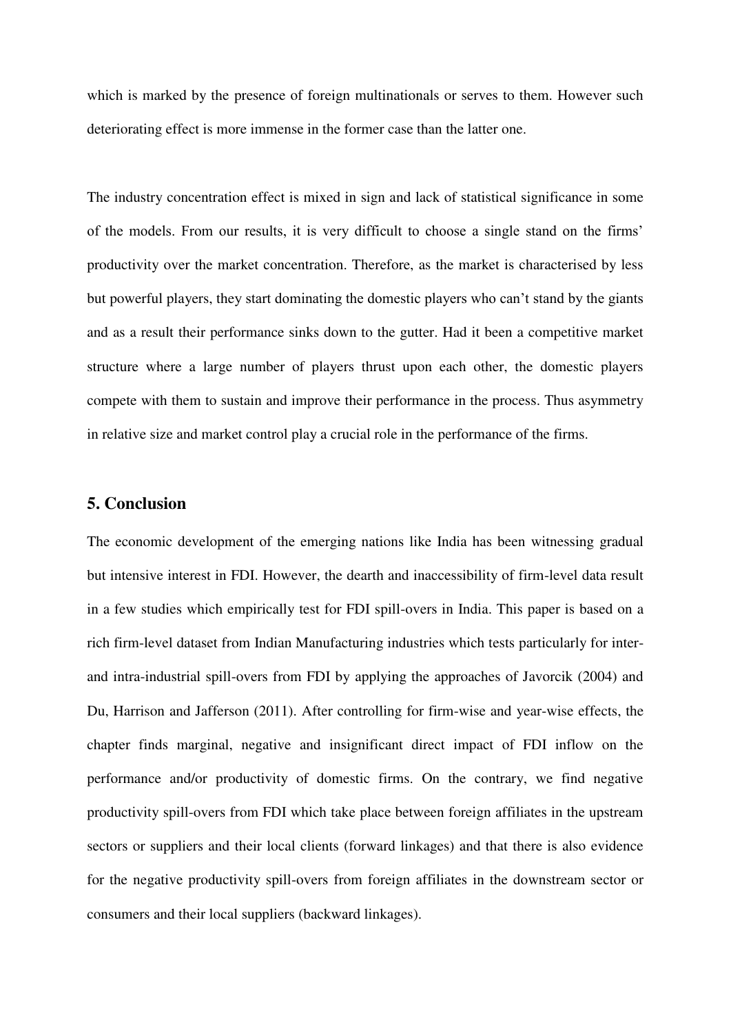which is marked by the presence of foreign multinationals or serves to them. However such deteriorating effect is more immense in the former case than the latter one.

The industry concentration effect is mixed in sign and lack of statistical significance in some of the models. From our results, it is very difficult to choose a single stand on the firms' productivity over the market concentration. Therefore, as the market is characterised by less but powerful players, they start dominating the domestic players who can't stand by the giants and as a result their performance sinks down to the gutter. Had it been a competitive market structure where a large number of players thrust upon each other, the domestic players compete with them to sustain and improve their performance in the process. Thus asymmetry in relative size and market control play a crucial role in the performance of the firms.

## 5. Conclusion

The economic development of the emerging nations like India has been witnessing gradual but intensive interest in FDI. However, the dearth and inaccessibility of firm-level data result in a few studies which empirically test for FDI spill-overs in India. This paper is based on a rich firm-level dataset from Indian Manufacturing industries which tests particularly for inter- and intra-industrial spill-overs from FDI by applying the approaches of Javorcik (2004) and Du, Harrison and Jafferson (2011). After controlling for firm-wise and year-wise effects, the chapter finds marginal, negative and insignificant direct impact of FDI inflow on the performance and/or productivity of domestic firms. On the contrary, we find negative productivity spill-overs from FDI which take place between foreign affiliates in the upstream sectors or suppliers and their local clients (forward linkages) and that there is also evidence for the negative productivity spill-overs from foreign affiliates in the downstream sector or consumers and their local suppliers (backward linkages).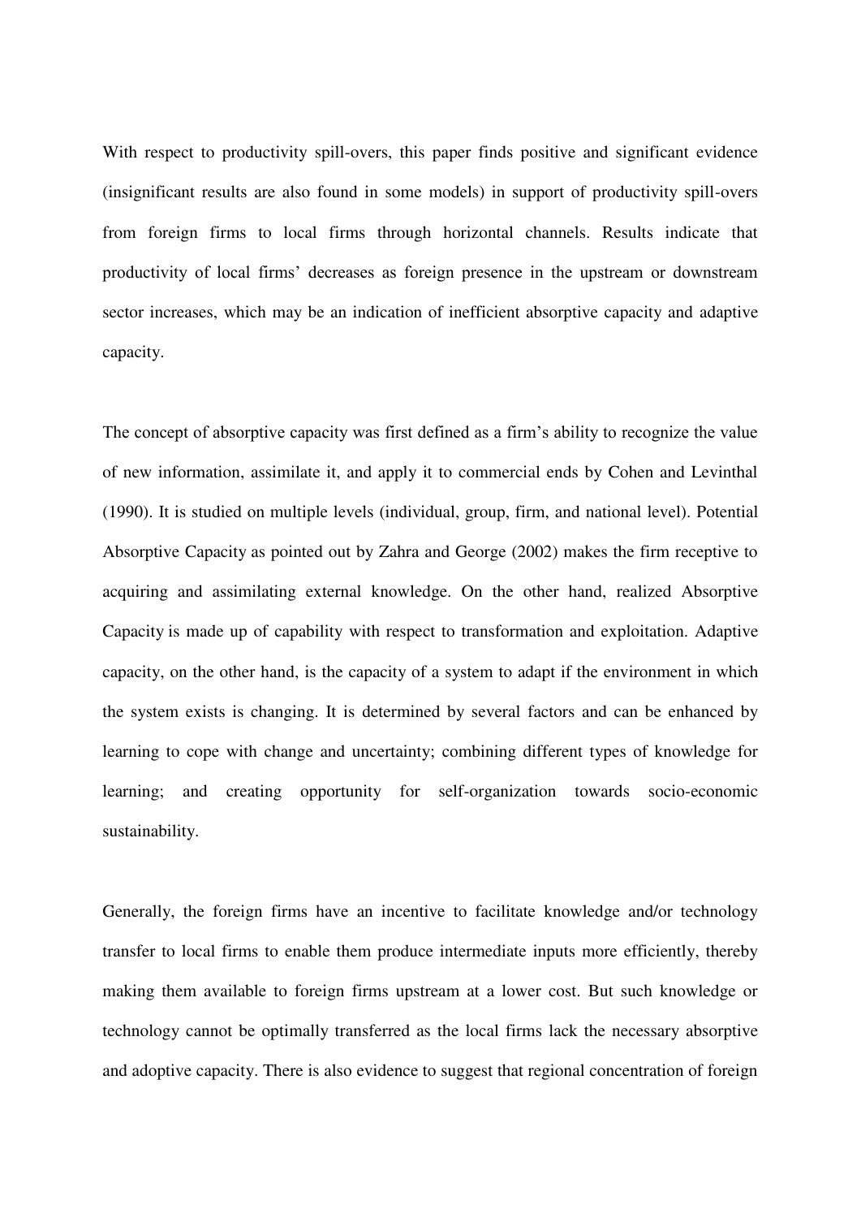With respect to productivity spill-overs, this paper finds positive and significant evidence (insignificant results are also found in some models) in support of productivity spill-overs from foreign firms to local firms through horizontal channels. Results indicate that productivity of local firms' decreases as foreign presence in the upstream or downstream sector increases, which may be an indication of inefficient absorptive capacity and adaptive capacity.

The concept of absorptive capacity was first defined as a firm's ability to recognize the value of new information, assimilate it, and apply it to commercial ends by Cohen and Levinthal (1990). It is studied on multiple levels (individual, group, firm, and national level). Potential Absorptive Capacity as pointed out by Zahra and George (2002) makes the firm receptive to acquiring and assimilating external knowledge. On the other hand, realized Absorptive Capacity is made up of capability with respect to transformation and exploitation. Adaptive capacity, on the other hand, is the capacity of a system to adapt if the environment in which the system exists is changing. It is determined by several factors and can be enhanced by learning to cope with change and uncertainty; combining different types of knowledge for learning; and creating opportunity for self-organization towards socio-economic sustainability.

Generally, the foreign firms have an incentive to facilitate knowledge and/or technology transfer to local firms to enable them produce intermediate inputs more efficiently, thereby making them available to foreign firms upstream at a lower cost. But such knowledge or technology cannot be optimally transferred as the local firms lack the necessary absorptive and adoptive capacity. There is also evidence to suggest that regional concentration of foreign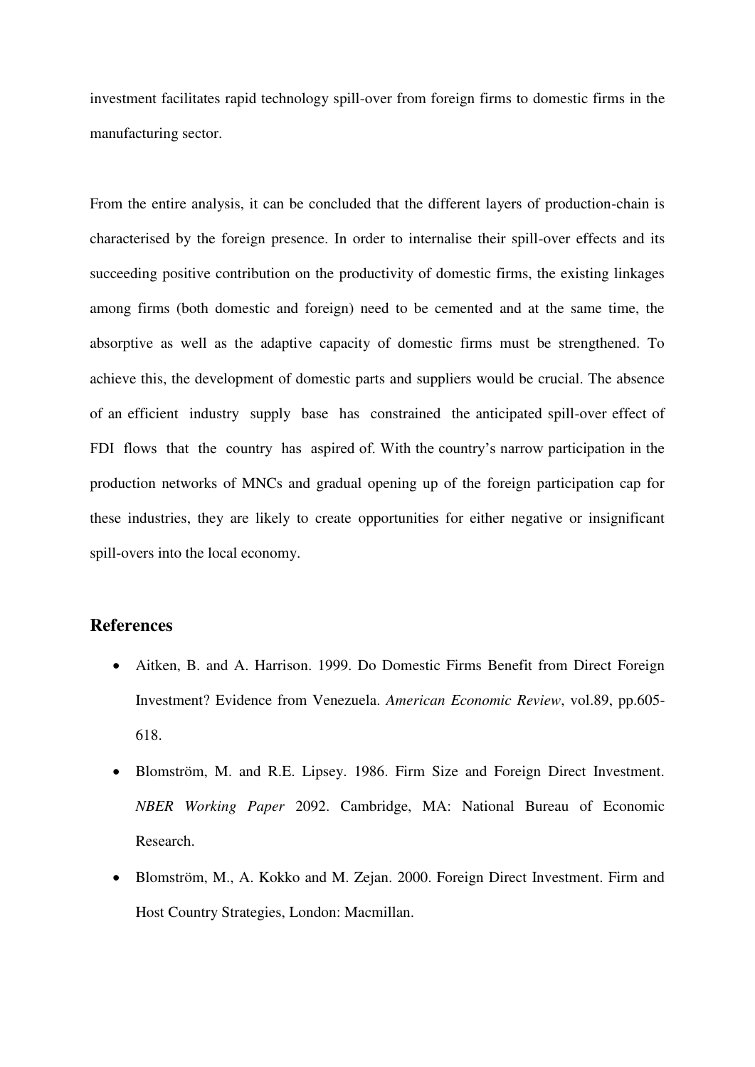investment facilitates rapid technology spill-over from foreign firms to domestic firms in the manufacturing sector.

From the entire analysis, it can be concluded that the different layers of production-chain is characterised by the foreign presence. In order to internalise their spill-over effects and its succeeding positive contribution on the productivity of domestic firms, the existing linkages among firms (both domestic and foreign) need to be cemented and at the same time, the absorptive as well as the adaptive capacity of domestic firms must be strengthened. To achieve this, the development of domestic parts and suppliers would be crucial. The absence of an efficient industry supply base has constrained the anticipated spill-over effect of FDI flows that the country has aspired of. With the country's narrow participation in the production networks of MNCs and gradual opening up of the foreign participation cap for these industries, they are likely to create opportunities for either negative or insignificant spill-overs into the local economy.

## References

- Aitken, B. and A. Harrison. 1999. Do Domestic Firms Benefit from Direct Foreign Investment? Evidence from Venezuela. *American Economic Review*, vol.89, pp.605-618.
- Blomström, M. and R.E. Lipsey. 1986. Firm Size and Foreign Direct Investment. *NBER Working Paper* 2092. Cambridge, MA: National Bureau of Economic Research.
- Blomström, M., A. Kokko and M. Zejan. 2000. Foreign Direct Investment. Firm and Host Country Strategies, London: Macmillan.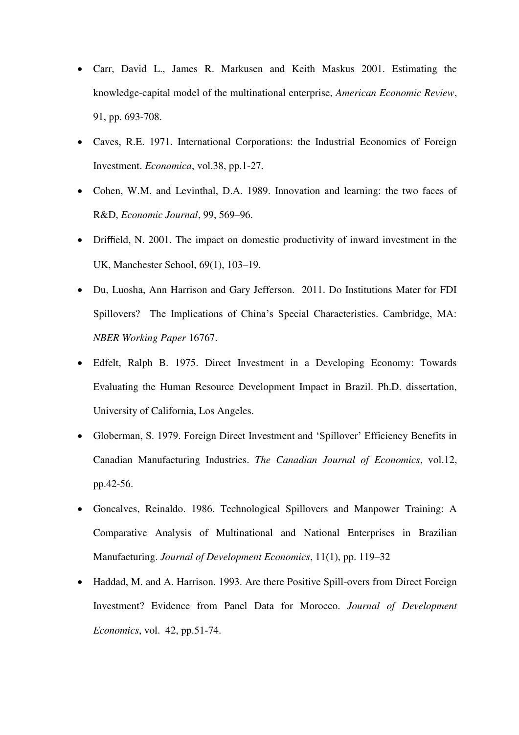- Carr, David L., James R. Markusen and Keith Maskus 2001. Estimating the knowledge-capital model of the multinational enterprise, *American Economic Review*, 91, pp. 693-708.
- Caves, R.E. 1971. International Corporations: the Industrial Economics of Foreign Investment. *Economica*, vol.38, pp.1-27.
- Cohen, W.M. and Levinthal, D.A. 1989. Innovation and learning: the two faces of R&D, *Economic Journal*, 99, 569–96.
- Driffield, N. 2001. The impact on domestic productivity of inward investment in the UK, Manchester School, 69(1), 103–19.
- Du, Luosha, Ann Harrison and Gary Jefferson. 2011. Do Institutions Mater for FDI Spillovers? The Implications of China's Special Characteristics. Cambridge, MA: *NBER Working Paper* 16767.
- Edfelt, Ralph B. 1975. Direct Investment in a Developing Economy: Towards Evaluating the Human Resource Development Impact in Brazil. Ph.D. dissertation, University of California, Los Angeles.
- Globerman, S. 1979. Foreign Direct Investment and 'Spillover' Efficiency Benefits in Canadian Manufacturing Industries. *The Canadian Journal of Economics*, vol.12, pp.42-56.
- Goncalves, Reinaldo. 1986. Technological Spillovers and Manpower Training: A Comparative Analysis of Multinational and National Enterprises in Brazilian Manufacturing. *Journal of Development Economics*, 11(1), pp. 119–32
- Haddad, M. and A. Harrison. 1993. Are there Positive Spill-overs from Direct Foreign Investment? Evidence from Panel Data for Morocco. *Journal of Development Economics*, vol. 42, pp.51-74.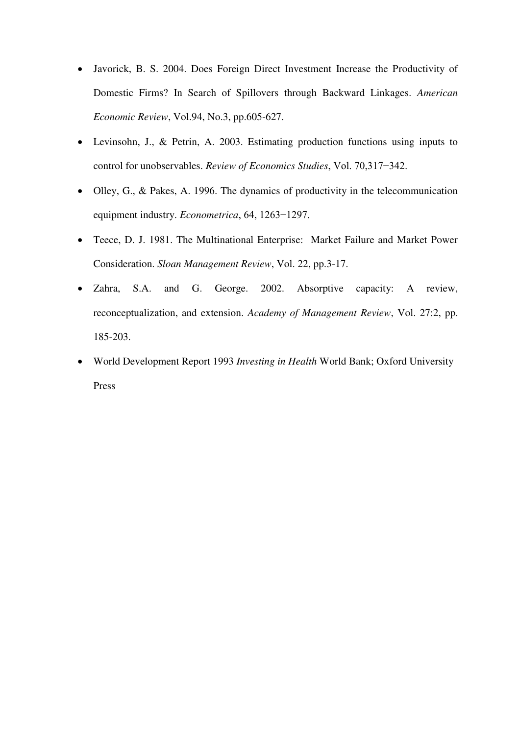- Javorick, B. S. 2004. Does Foreign Direct Investment Increase the Productivity of Domestic Firms? In Search of Spillovers through Backward Linkages. *American Economic Review*, Vol.94, No.3, pp.605-627.
- Levinsohn, J., & Petrin, A. 2003. Estimating production functions using inputs to control for unobservables. *Review of Economics Studies*, Vol. 70,317−342.
- Olley, G., & Pakes, A. 1996. The dynamics of productivity in the telecommunication equipment industry. *Econometrica*, 64, 1263−1297.
- Teece, D. J. 1981. The Multinational Enterprise: Market Failure and Market Power Consideration. *Sloan Management Review*, Vol. 22, pp.3-17.
- Zahra, S.A. and G. George. 2002. Absorptive capacity: A review, reconceptualization, and extension. *Academy of Management Review*, Vol. 27:2, pp. 185-203.
- World Development Report 1993 *Investing in Health* World Bank; Oxford University Press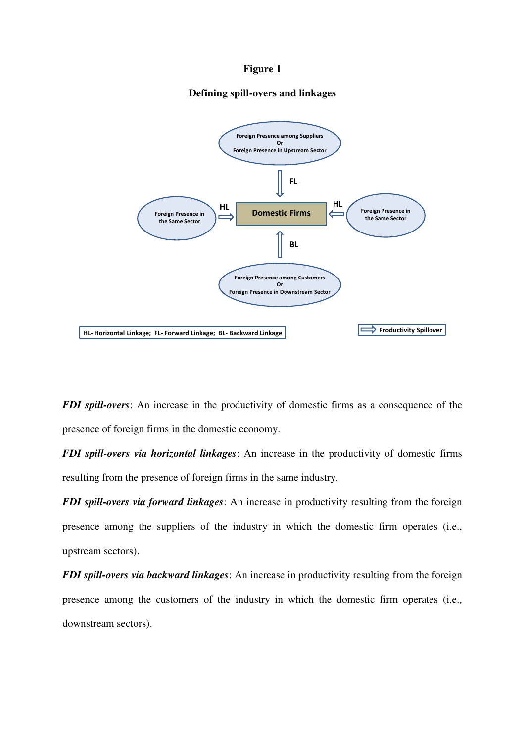**Figure 1**

**Defining spill-overs and linkages**

Foreign Presence among Suppliers
Or
Foreign Presence in Upstream Sector

FL

Foreign Presence in the Same Sector

HL

Domestic Firms

HL

Foreign Presence in the Same Sector

BL

Foreign Presence among Customers
Or
Foreign Presence in Downstream Sector

HL- Horizontal Linkage; FL- Forward Linkage; BL- Backward Linkage

Productivity Spillover

***FDI spill-overs***: An increase in the productivity of domestic firms as a consequence of the presence of foreign firms in the domestic economy.

***FDI spill-overs via horizontal linkages***: An increase in the productivity of domestic firms resulting from the presence of foreign firms in the same industry.

***FDI spill-overs via forward linkages***: An increase in productivity resulting from the foreign presence among the suppliers of the industry in which the domestic firm operates (i.e., upstream sectors).

***FDI spill-overs via backward linkages***: An increase in productivity resulting from the foreign presence among the customers of the industry in which the domestic firm operates (i.e., downstream sectors).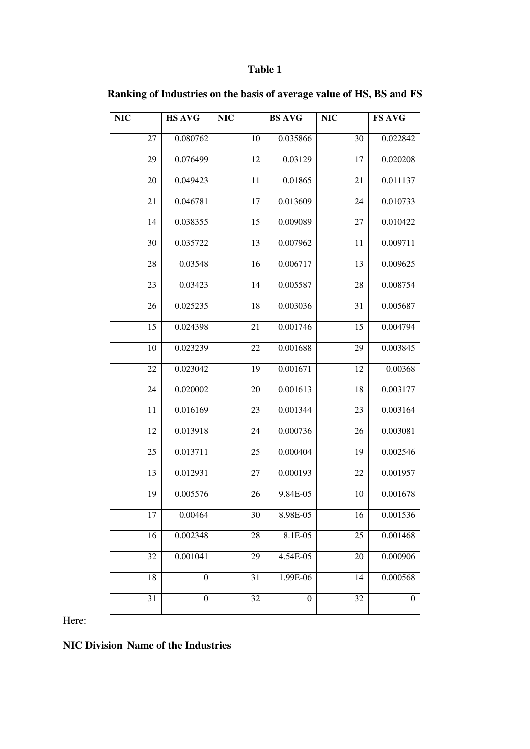**Table 1**

**Ranking of Industries on the basis of average value of HS, BS and FS**

| NIC | HS AVG | NIC | BS AVG | NIC | FS AVG |
|---|---|---|---|---|---|
| 27 | 0.080762 | 10 | 0.035866 | 30 | 0.022842 |
| 29 | 0.076499 | 12 | 0.03129 | 17 | 0.020208 |
| 20 | 0.049423 | 11 | 0.01865 | 21 | 0.011137 |
| 21 | 0.046781 | 17 | 0.013609 | 24 | 0.010733 |
| 14 | 0.038355 | 15 | 0.009089 | 27 | 0.010422 |
| 30 | 0.035722 | 13 | 0.007962 | 11 | 0.009711 |
| 28 | 0.03548 | 16 | 0.006717 | 13 | 0.009625 |
| 23 | 0.03423 | 14 | 0.005587 | 28 | 0.008754 |
| 26 | 0.025235 | 18 | 0.003036 | 31 | 0.005687 |
| 15 | 0.024398 | 21 | 0.001746 | 15 | 0.004794 |
| 10 | 0.023239 | 22 | 0.001688 | 29 | 0.003845 |
| 22 | 0.023042 | 19 | 0.001671 | 12 | 0.00368 |
| 24 | 0.020002 | 20 | 0.001613 | 18 | 0.003177 |
| 11 | 0.016169 | 23 | 0.001344 | 23 | 0.003164 |
| 12 | 0.013918 | 24 | 0.000736 | 26 | 0.003081 |
| 25 | 0.013711 | 25 | 0.000404 | 19 | 0.002546 |
| 13 | 0.012931 | 27 | 0.000193 | 22 | 0.001957 |
| 19 | 0.005576 | 26 | 9.84E-05 | 10 | 0.001678 |
| 17 | 0.00464 | 30 | 8.98E-05 | 16 | 0.001536 |
| 16 | 0.002348 | 28 | 8.1E-05 | 25 | 0.001468 |
| 32 | 0.001041 | 29 | 4.54E-05 | 20 | 0.000906 |
| 18 | 0 | 31 | 1.99E-06 | 14 | 0.000568 |
| 31 | 0 | 32 | 0 | 32 | 0 |

Here:

**NIC Division Name of the Industries**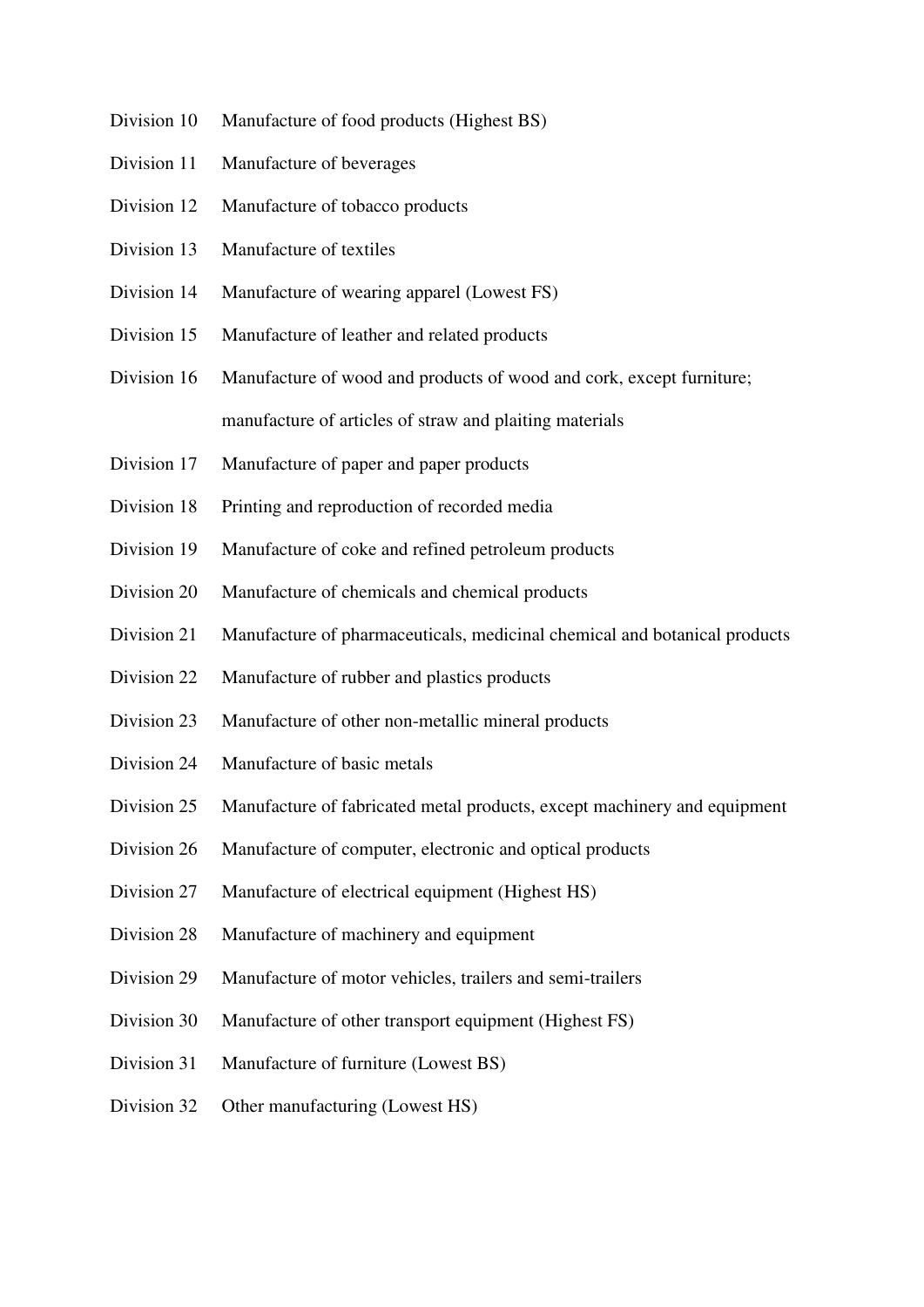Division 10 Manufacture of food products (Highest BS)

Division 11 Manufacture of beverages

Division 12 Manufacture of tobacco products

Division 13 Manufacture of textiles

Division 14 Manufacture of wearing apparel (Lowest FS)

Division 15 Manufacture of leather and related products

Division 16 Manufacture of wood and products of wood and cork, except furniture; manufacture of articles of straw and plaiting materials

Division 17 Manufacture of paper and paper products

Division 18 Printing and reproduction of recorded media

Division 19 Manufacture of coke and refined petroleum products

Division 20 Manufacture of chemicals and chemical products

Division 21 Manufacture of pharmaceuticals, medicinal chemical and botanical products

Division 22 Manufacture of rubber and plastics products

Division 23 Manufacture of other non-metallic mineral products

Division 24 Manufacture of basic metals

Division 25 Manufacture of fabricated metal products, except machinery and equipment

Division 26 Manufacture of computer, electronic and optical products

Division 27 Manufacture of electrical equipment (Highest HS)

Division 28 Manufacture of machinery and equipment

Division 29 Manufacture of motor vehicles, trailers and semi-trailers

Division 30 Manufacture of other transport equipment (Highest FS)

Division 31 Manufacture of furniture (Lowest BS)

Division 32 Other manufacturing (Lowest HS)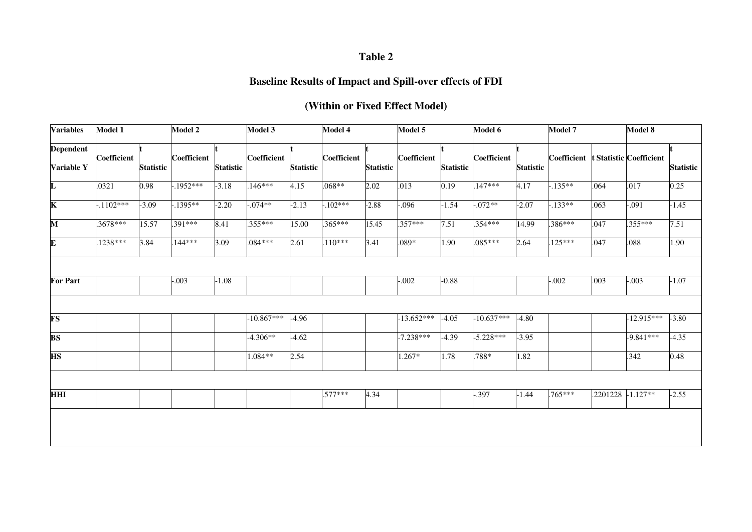# Table 2

## Baseline Results of Impact and Spill-over effects of FDI

### (Within or Fixed Effect Model)

| Variables | Model 1 | | Model 2 | | Model 3 | | Model 4 | | Model 5 | | Model 6 | | Model 7 | | Model 8 | |
|---|---|---|---|---|---|---|---|---|---|---|---|---|---|---|---|---|
| Dependent Variable Y | Coefficient | t Statistic | Coefficient | t Statistic | Coefficient | t Statistic | Coefficient | t Statistic | Coefficient | t Statistic | Coefficient | t Statistic | Coefficient | t Statistic | Coefficient | t Statistic |
| L | .0321 | 0.98 | -.1952*** | -3.18 | .146*** | 4.15 | .068** | 2.02 | .013 | 0.19 | .147*** | 4.17 | -.135** | .064 | .017 | 0.25 |
| K | -.1102*** | -3.09 | -.1395** | -2.20 | -.074** | -2.13 | -.102*** | -2.88 | -.096 | -1.54 | -.072** | -2.07 | -.133** | .063 | -.091 | -1.45 |
| M | .3678*** | 15.57 | .391*** | 8.41 | .355*** | 15.00 | .365*** | 15.45 | .357*** | 7.51 | .354*** | 14.99 | .386*** | .047 | .355*** | 7.51 |
| E | .1238*** | 3.84 | .144*** | 3.09 | .084*** | 2.61 | .110*** | 3.41 | .089* | 1.90 | .085*** | 2.64 | .125*** | .047 | .088 | 1.90 |
| | | | | | | | | | | | | | | | | |
| For Part | | | -.003 | -1.08 | | | | | -.002 | -0.88 | | | -.002 | .003 | -.003 | -1.07 |
| | | | | | | | | | | | | | | | | |
| FS | | | | | -10.867*** | -4.96 | | | -13.652*** | -4.05 | -10.637*** | -4.80 | | | -12.915*** | -3.80 |
| BS | | | | | -4.306** | -4.62 | | | -7.238*** | -4.39 | -5.228*** | -3.95 | | | -9.841*** | -4.35 |
| HS | | | | | 1.084** | 2.54 | | | 1.267* | 1.78 | .788* | 1.82 | | | .342 | 0.48 |
| | | | | | | | | | | | | | | | | |
| HHI | | | | | | | .577*** | 4.34 | | | -.397 | -1.44 | .765*** | .2201228 | -1.127** | -2.55 |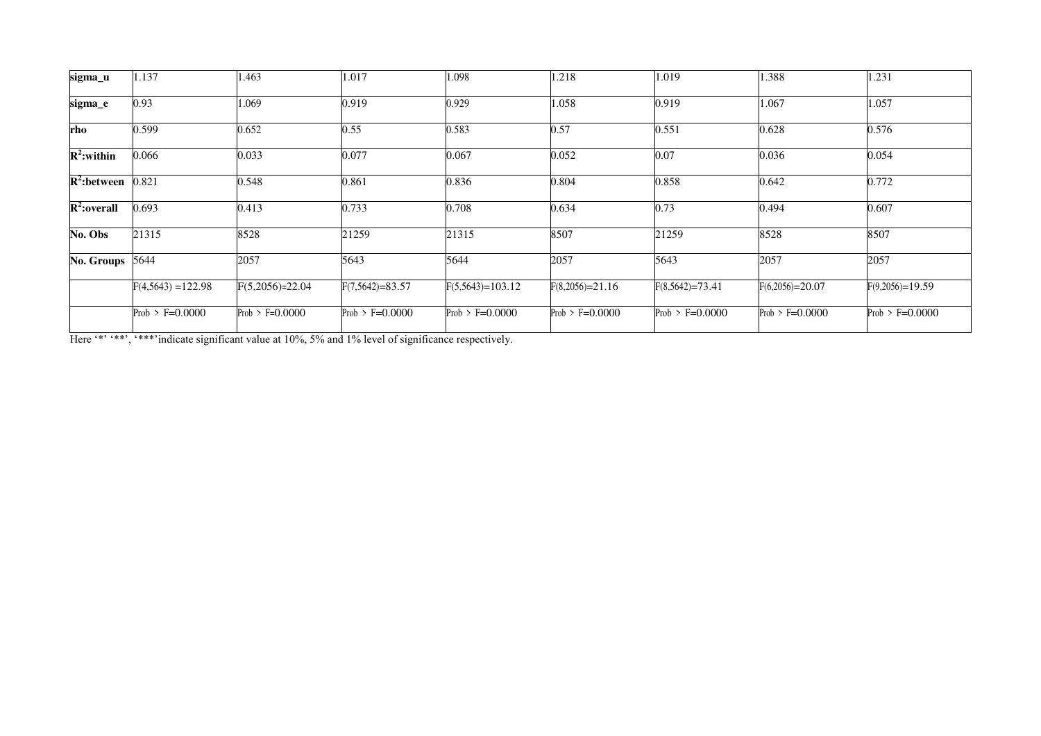| sigma_u | 1.137 | 1.463 | 1.017 | 1.098 | 1.218 | 1.019 | 1.388 | 1.231 |
|---|---|---|---|---|---|---|---|---|
| sigma_e | 0.93 | 1.069 | 0.919 | 0.929 | 1.058 | 0.919 | 1.067 | 1.057 |
| rho | 0.599 | 0.652 | 0.55 | 0.583 | 0.57 | 0.551 | 0.628 | 0.576 |
| $R^2$:within | 0.066 | 0.033 | 0.077 | 0.067 | 0.052 | 0.07 | 0.036 | 0.054 |
| $R^2$:between | 0.821 | 0.548 | 0.861 | 0.836 | 0.804 | 0.858 | 0.642 | 0.772 |
| $R^2$:overall | 0.693 | 0.413 | 0.733 | 0.708 | 0.634 | 0.73 | 0.494 | 0.607 |
| No. Obs | 21315 | 8528 | 21259 | 21315 | 8507 | 21259 | 8528 | 8507 |
| No. Groups | 5644 | 2057 | 5643 | 5644 | 2057 | 5643 | 2057 | 2057 |
| | $F(4,5643)=122.98$ | $F(5,2056)=22.04$ | $F(7,5642)=83.57$ | $F(5,5643)=103.12$ | $F(8,2056)=21.16$ | $F(8,5642)=73.41$ | $F(6,2056)=20.07$ | $F(9,2056)=19.59$ |
| | Prob > F=0.0000 | Prob > F=0.0000 | Prob > F=0.0000 | Prob > F=0.0000 | Prob > F=0.0000 | Prob > F=0.0000 | Prob > F=0.0000 | Prob > F=0.0000 |

Here '*' '**', '***'indicate significant value at 10%, 5% and 1% level of significance respectively.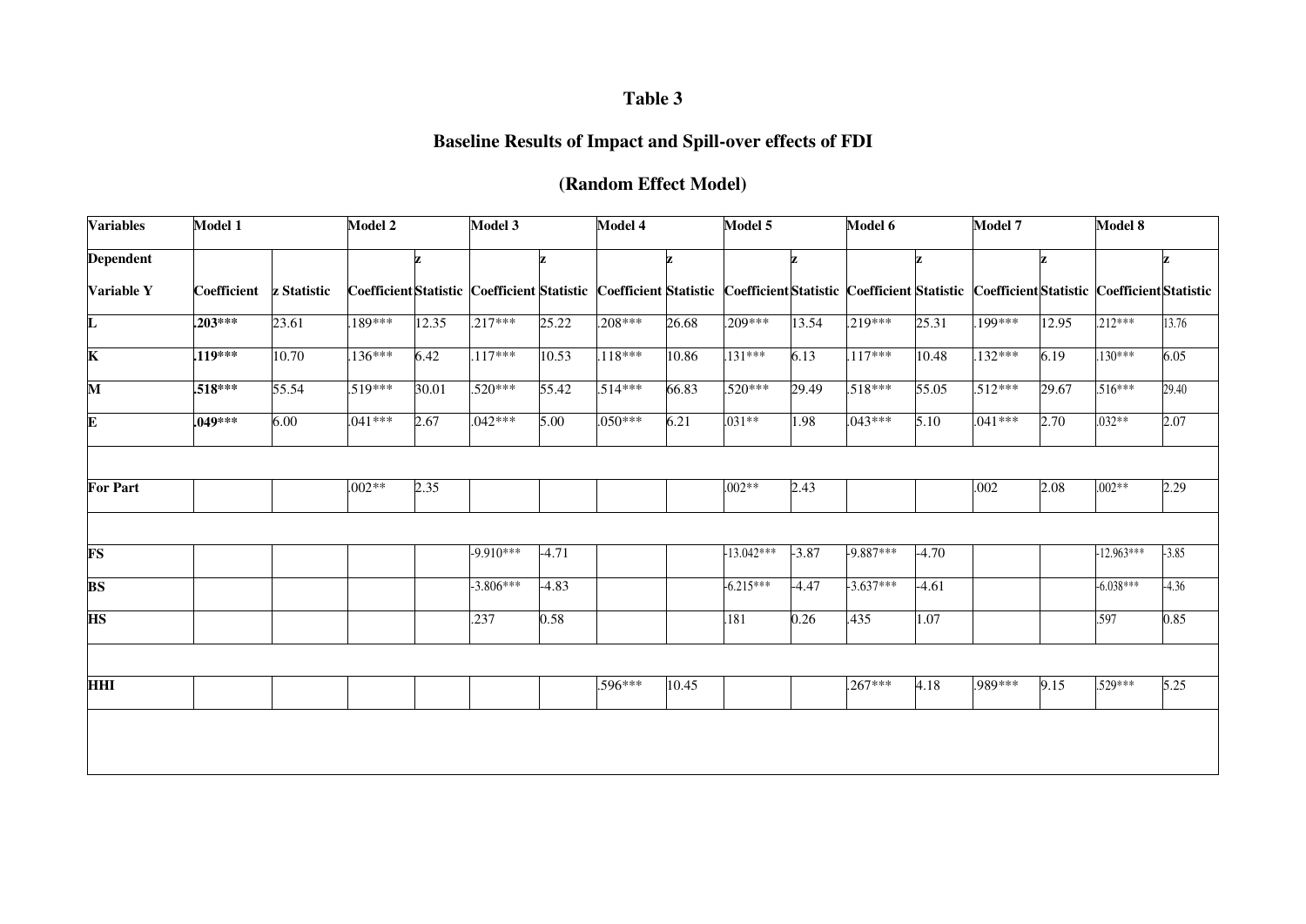# Table 3

## Baseline Results of Impact and Spill-over effects of FDI

## (Random Effect Model)

| Variables | Model 1 | | Model 2 | | Model 3 | | Model 4 | | Model 5 | | Model 6 | | Model 7 | | Model 8 | |
|---|---|---|---|---|---|---|---|---|---|---|---|---|---|---|---|---|
| Dependent Variable Y | Coefficient | z Statistic | Coefficient | z Statistic | Coefficient | z Statistic | Coefficient | z Statistic | Coefficient | z Statistic | Coefficient | z Statistic | Coefficient | z Statistic | Coefficient | z Statistic |
| **L** | **.203***** | 23.61 | .189*** | 12.35 | .217*** | 25.22 | .208*** | 26.68 | .209*** | 13.54 | .219*** | 25.31 | .199*** | 12.95 | .212*** | 13.76 |
| **K** | **.119***** | 10.70 | .136*** | 6.42 | .117*** | 10.53 | .118*** | 10.86 | .131*** | 6.13 | .117*** | 10.48 | .132*** | 6.19 | .130*** | 6.05 |
| **M** | **.518***** | 55.54 | .519*** | 30.01 | .520*** | 55.42 | .514*** | 66.83 | .520*** | 29.49 | .518*** | 55.05 | .512*** | 29.67 | .516*** | 29.40 |
| **E** | **.049***** | 6.00 | .041*** | 2.67 | .042*** | 5.00 | .050*** | 6.21 | .031** | 1.98 | .043*** | 5.10 | .041*** | 2.70 | .032** | 2.07 |
| | | | | | | | | | | | | | | | | |
| **For Part** | | | .002** | 2.35 | | | | | .002** | 2.43 | | | .002 | 2.08 | .002** | 2.29 |
| | | | | | | | | | | | | | | | | |
| **FS** | | | | | -9.910*** | -4.71 | | | -13.042*** | -3.87 | -9.887*** | -4.70 | | | -12.963*** | -3.85 |
| **BS** | | | | | -3.806*** | -4.83 | | | -6.215*** | -4.47 | -3.637*** | -4.61 | | | -6.038*** | -4.36 |
| **HS** | | | | | .237 | 0.58 | | | .181 | 0.26 | .435 | 1.07 | | | .597 | 0.85 |
| | | | | | | | | | | | | | | | | |
| **HHI** | | | | | | | .596*** | 10.45 | | | .267*** | 4.18 | .989*** | 9.15 | .529*** | 5.25 |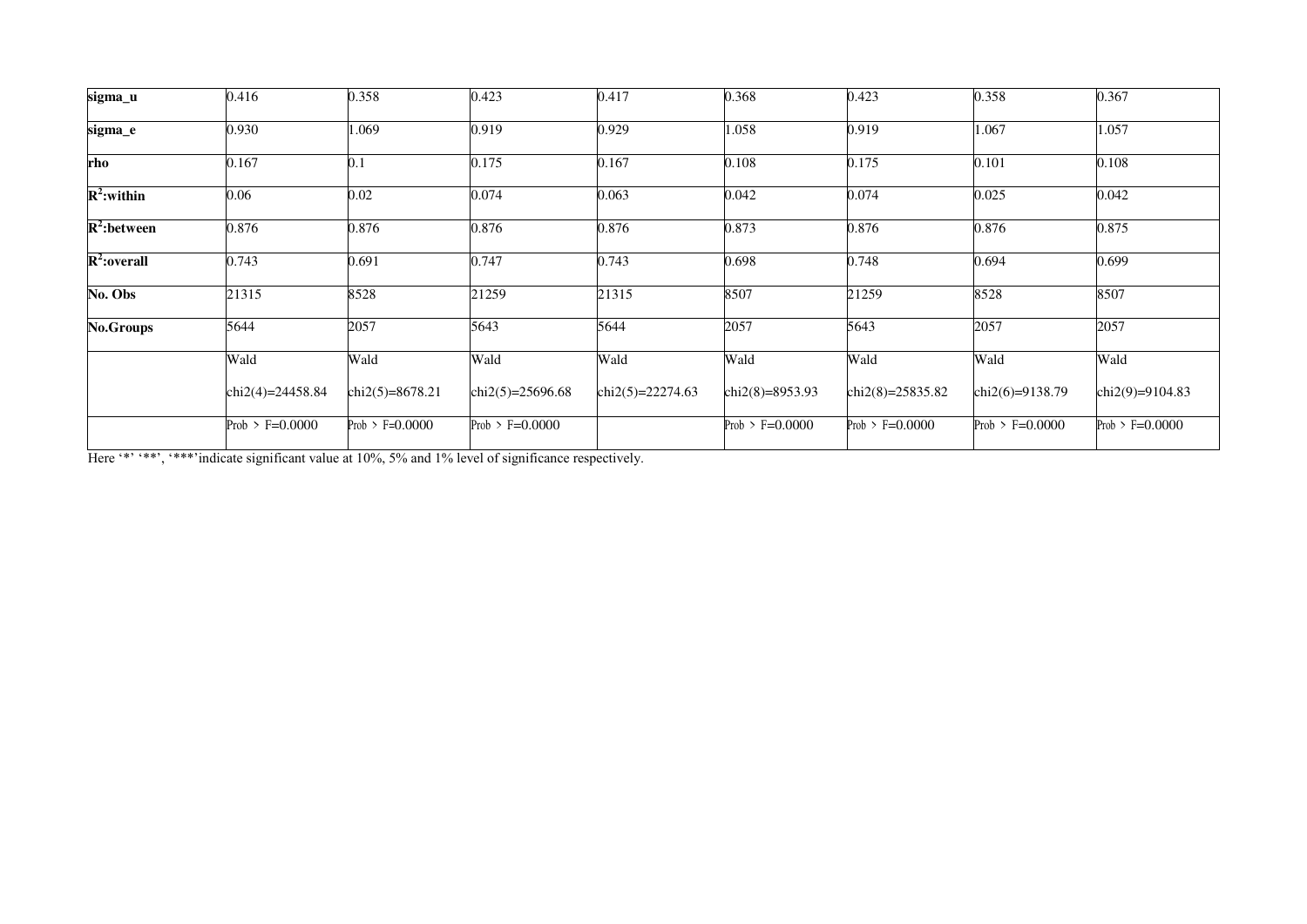| | | | | | | | | |
|---|---|---|---|---|---|---|---|---|
| **sigma_u** | 0.416 | 0.358 | 0.423 | 0.417 | 0.368 | 0.423 | 0.358 | 0.367 |
| **sigma_e** | 0.930 | 1.069 | 0.919 | 0.929 | 1.058 | 0.919 | 1.067 | 1.057 |
| **rho** | 0.167 | 0.1 | 0.175 | 0.167 | 0.108 | 0.175 | 0.101 | 0.108 |
| **$R^2$:within** | 0.06 | 0.02 | 0.074 | 0.063 | 0.042 | 0.074 | 0.025 | 0.042 |
| **$R^2$:between** | 0.876 | 0.876 | 0.876 | 0.876 | 0.873 | 0.876 | 0.876 | 0.875 |
| **$R^2$:overall** | 0.743 | 0.691 | 0.747 | 0.743 | 0.698 | 0.748 | 0.694 | 0.699 |
| **No. Obs** | 21315 | 8528 | 21259 | 21315 | 8507 | 21259 | 8528 | 8507 |
| **No.Groups** | 5644 | 2057 | 5643 | 5644 | 2057 | 5643 | 2057 | 2057 |
| | Wald chi2(4)=24458.84 | Wald chi2(5)=8678.21 | Wald chi2(5)=25696.68 | Wald chi2(5)=22274.63 | Wald chi2(8)=8953.93 | Wald chi2(8)=25835.82 | Wald chi2(6)=9138.79 | Wald chi2(9)=9104.83 |
| | Prob > F=0.0000 | Prob > F=0.0000 | Prob > F=0.0000 | | Prob > F=0.0000 | Prob > F=0.0000 | Prob > F=0.0000 | Prob > F=0.0000 |

Here '*' '**', '***'indicate significant value at 10%, 5% and 1% level of significance respectively.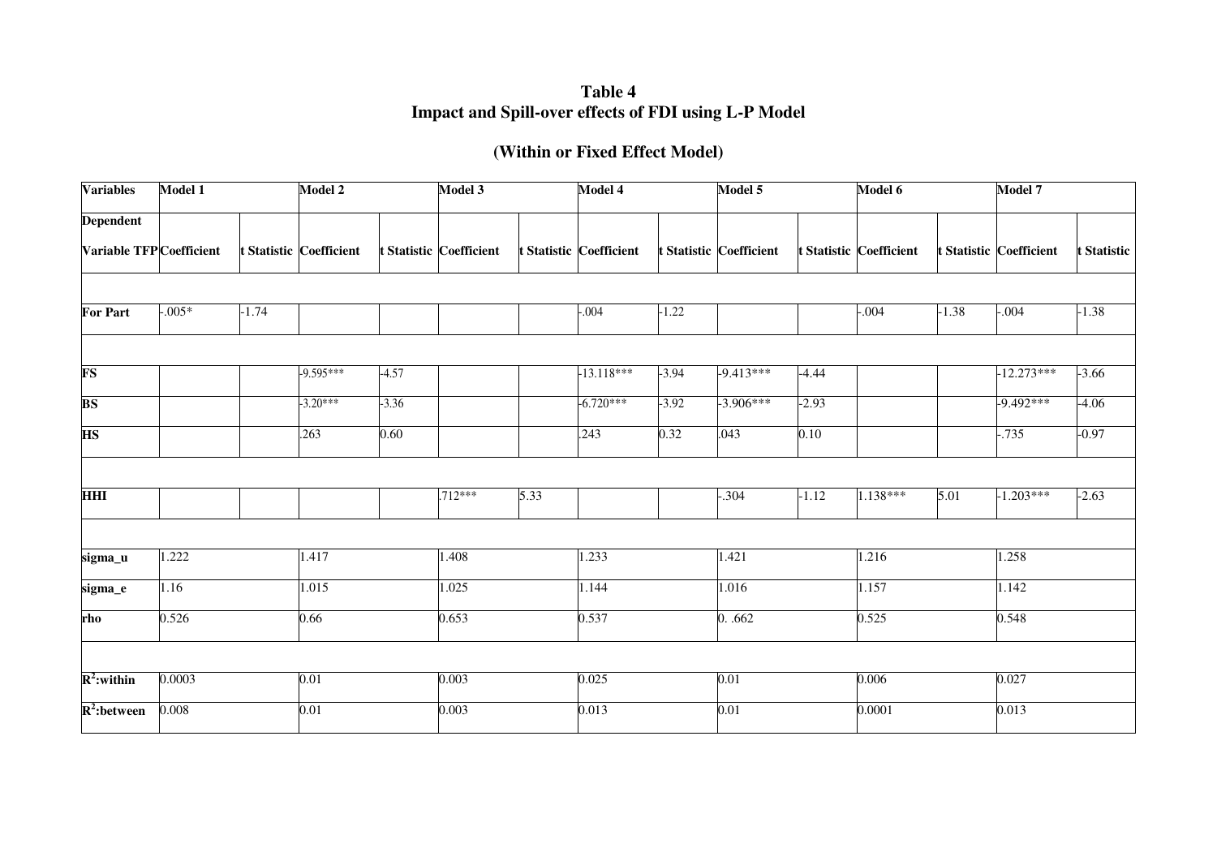# Table 4
## Impact and Spill-over effects of FDI using L-P Model

### (Within or Fixed Effect Model)

| Variables | Model 1 | | Model 2 | | Model 3 | | Model 4 | | Model 5 | | Model 6 | | Model 7 | |
|---|---|---|---|---|---|---|---|---|---|---|---|---|---|---|
| Dependent Variable TFP | Coefficient | t Statistic | Coefficient | t Statistic | Coefficient | t Statistic | Coefficient | t Statistic | Coefficient | t Statistic | Coefficient | t Statistic | Coefficient | t Statistic |
| | | | | | | | | | | | | | | |
| For Part | -.005* | -1.74 | | | | | -.004 | -1.22 | | | -.004 | -1.38 | -.004 | -1.38 |
| | | | | | | | | | | | | | | |
| FS | | | -9.595*** | -4.57 | | | -13.118*** | -3.94 | -9.413*** | -4.44 | | | -12.273*** | -3.66 |
| BS | | | -3.20*** | -3.36 | | | -6.720*** | -3.92 | -3.906*** | -2.93 | | | -9.492*** | -4.06 |
| HS | | | .263 | 0.60 | | | .243 | 0.32 | .043 | 0.10 | | | -.735 | -0.97 |
| | | | | | | | | | | | | | | |
| HHI | | | | | .712*** | 5.33 | | | -.304 | -1.12 | 1.138*** | 5.01 | -1.203*** | -2.63 |
| | | | | | | | | | | | | | | |
| sigma_u | 1.222 | | 1.417 | | 1.408 | | 1.233 | | 1.421 | | 1.216 | | 1.258 | |
| sigma_e | 1.16 | | 1.015 | | 1.025 | | 1.144 | | 1.016 | | 1.157 | | 1.142 | |
| rho | 0.526 | | 0.66 | | 0.653 | | 0.537 | | 0. .662 | | 0.525 | | 0.548 | |
| | | | | | | | | | | | | | | |
| $R^2$:within | 0.0003 | | 0.01 | | 0.003 | | 0.025 | | 0.01 | | 0.006 | | 0.027 | |
| $R^2$:between | 0.008 | | 0.01 | | 0.003 | | 0.013 | | 0.01 | | 0.0001 | | 0.013 | |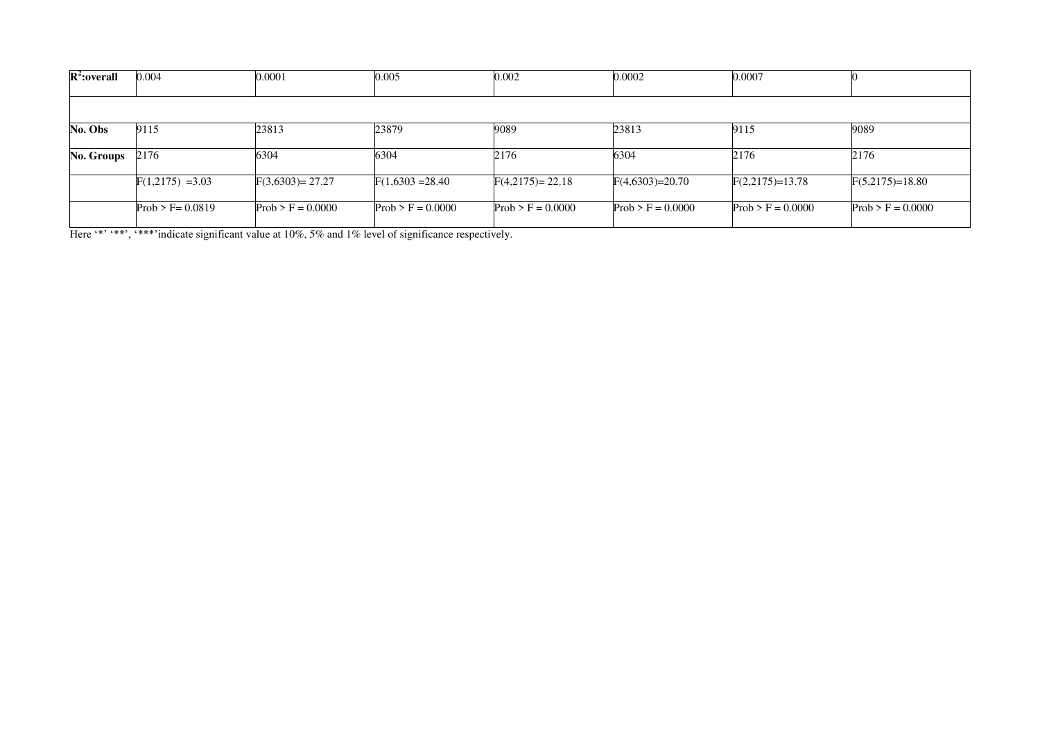| $R^2$:overall | 0.004 | 0.0001 | 0.005 | 0.002 | 0.0002 | 0.0007 | 0 |
|---|---|---|---|---|---|---|---|
| | | | | | | | |
| **No. Obs** | 9115 | 23813 | 23879 | 9089 | 23813 | 9115 | 9089 |
| **No. Groups** | 2176 | 6304 | 6304 | 2176 | 6304 | 2176 | 2176 |
| | $F(1,2175) = 3.03$ | $F(3,6303) = 27.27$ | $F(1,6303 = 28.40$ | $F(4,2175) = 22.18$ | $F(4,6303) = 20.70$ | $F(2,2175) = 13.78$ | $F(5,2175) = 18.80$ |
| | Prob > F= 0.0819 | Prob > F = 0.0000 | Prob > F = 0.0000 | Prob > F = 0.0000 | Prob > F = 0.0000 | Prob > F = 0.0000 | Prob > F = 0.0000 |

Here '*' '**', '***'indicate significant value at 10%, 5% and 1% level of significance respectively.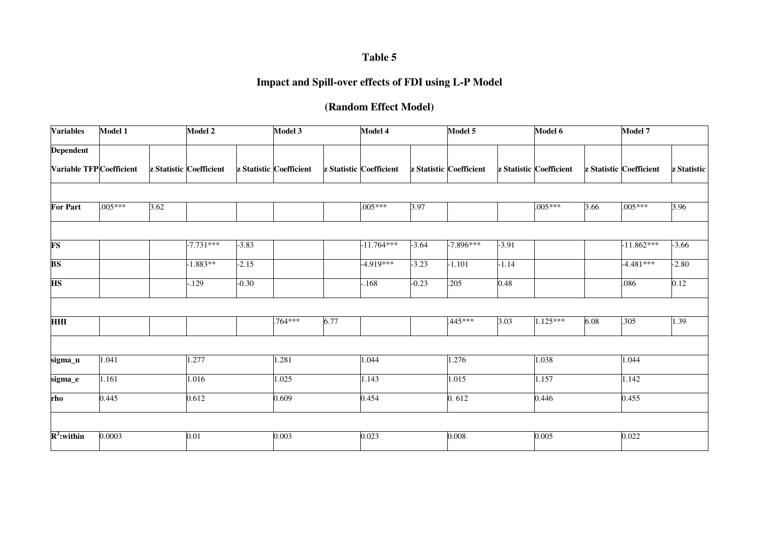**Table 5**

**Impact and Spill-over effects of FDI using L-P Model**

**(Random Effect Model)**

| Variables | Model 1 | | Model 2 | | Model 3 | | Model 4 | | Model 5 | | Model 6 | | Model 7 | |
|---|---|---|---|---|---|---|---|---|---|---|---|---|---|---|
| Dependent Variable TFP | Coefficient | z Statistic | Coefficient | z Statistic | Coefficient | z Statistic | Coefficient | z Statistic | Coefficient | z Statistic | Coefficient | z Statistic | Coefficient | z Statistic |
| | | | | | | | | | | | | | | |
| For Part | .005*** | 3.62 | | | | | .005*** | 3.97 | | | .005*** | 3.66 | .005*** | 3.96 |
| | | | | | | | | | | | | | | |
| FS | | | -7.731*** | -3.83 | | | -11.764*** | -3.64 | -7.896*** | -3.91 | | | -11.862*** | -3.66 |
| BS | | | -1.883** | -2.15 | | | -4.919*** | -3.23 | -1.101 | -1.14 | | | -4.481*** | -2.80 |
| HS | | | -.129 | -0.30 | | | -.168 | -0.23 | .205 | 0.48 | | | .086 | 0.12 |
| | | | | | | | | | | | | | | |
| HHI | | | | | .764*** | 6.77 | | | .445*** | 3.03 | 1.125*** | 6.08 | .305 | 1.39 |
| | | | | | | | | | | | | | | |
| sigma_u | 1.041 | | 1.277 | | 1.281 | | 1.044 | | 1.276 | | 1.038 | | 1.044 | |
| sigma_e | 1.161 | | 1.016 | | 1.025 | | 1.143 | | 1.015 | | 1.157 | | 1.142 | |
| rho | 0.445 | | 0.612 | | 0.609 | | 0.454 | | 0. 612 | | 0.446 | | 0.455 | |
| | | | | | | | | | | | | | | |
| $R^2$:within | 0.0003 | | 0.01 | | 0.003 | | 0.023 | | 0.008 | | 0.005 | | 0.022 | |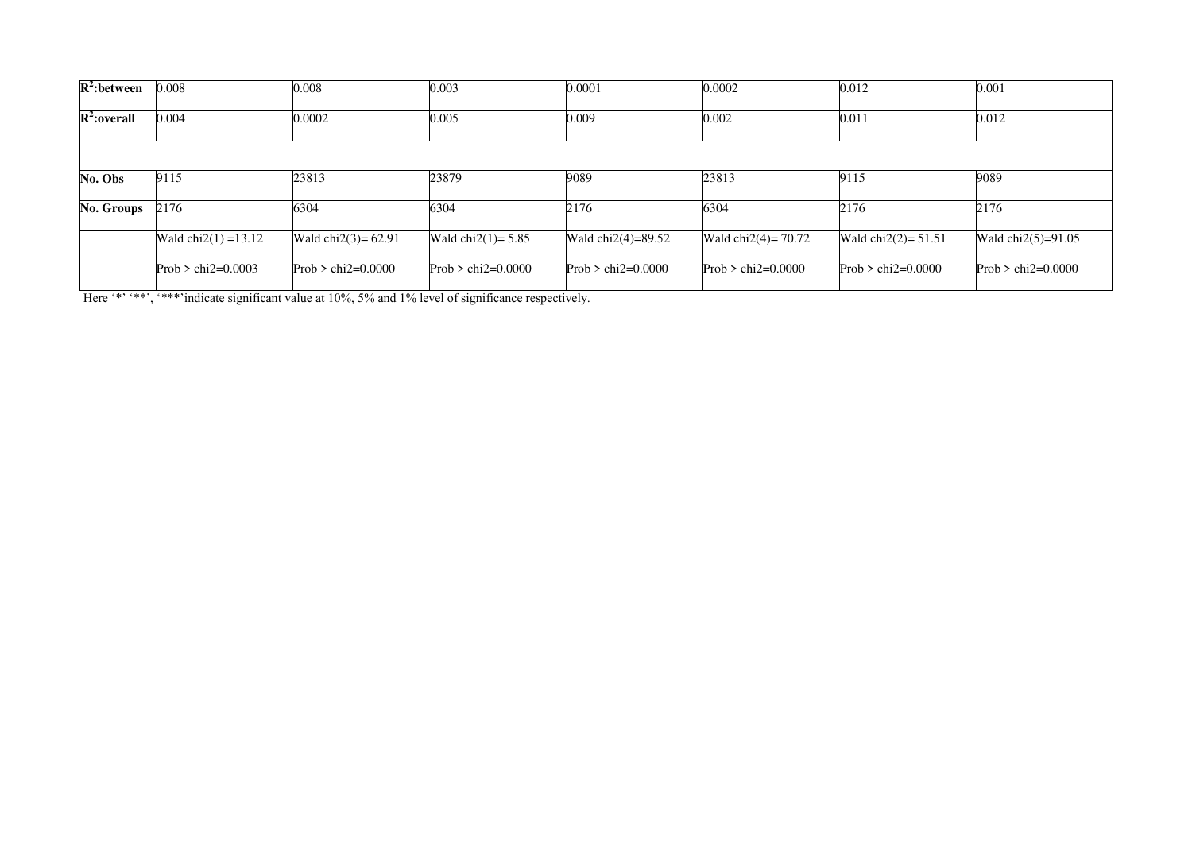| | | | | | | | |
|---|---|---|---|---|---|---|---|
| **$R^2$:between** | 0.008 | 0.008 | 0.003 | 0.0001 | 0.0002 | 0.012 | 0.001 |
| **$R^2$:overall** | 0.004 | 0.0002 | 0.005 | 0.009 | 0.002 | 0.011 | 0.012 |
| | | | | | | | |
| **No. Obs** | 9115 | 23813 | 23879 | 9089 | 23813 | 9115 | 9089 |
| **No. Groups** | 2176 | 6304 | 6304 | 2176 | 6304 | 2176 | 2176 |
| | Wald chi2(1) =13.12 | Wald chi2(3)= 62.91 | Wald chi2(1)= 5.85 | Wald chi2(4)=89.52 | Wald chi2(4)= 70.72 | Wald chi2(2)= 51.51 | Wald chi2(5)=91.05 |
| | Prob > chi2=0.0003 | Prob > chi2=0.0000 | Prob > chi2=0.0000 | Prob > chi2=0.0000 | Prob > chi2=0.0000 | Prob > chi2=0.0000 | Prob > chi2=0.0000 |

Here '*' '**', '***'indicate significant value at 10%, 5% and 1% level of significance respectively.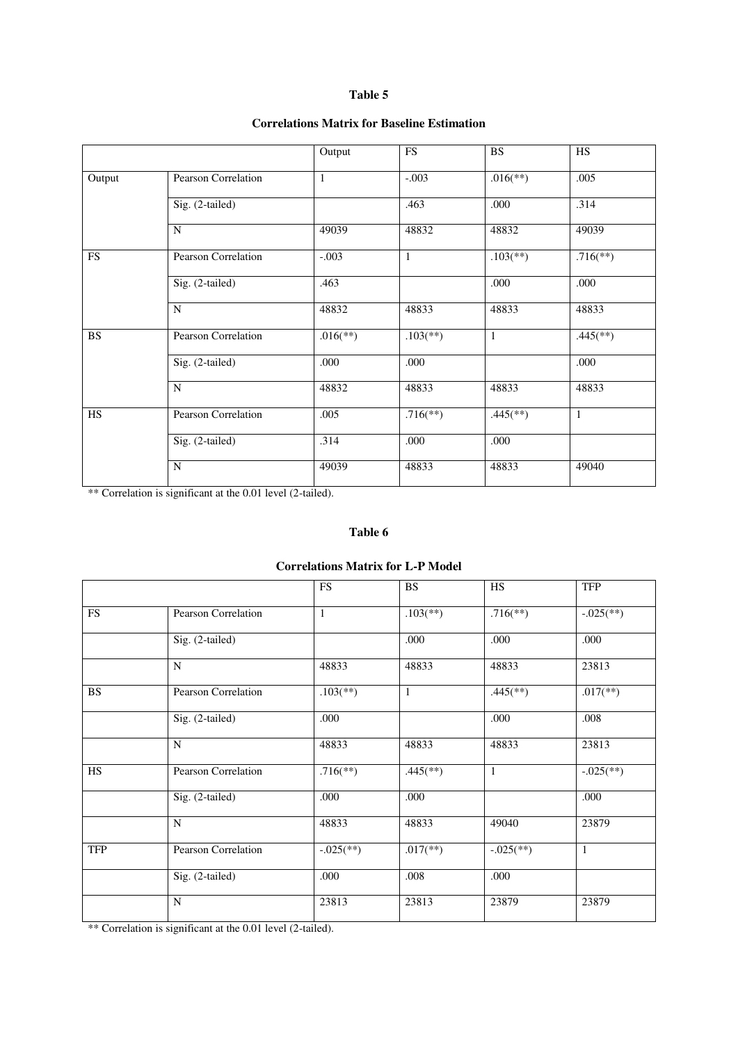**Table 5**

**Correlations Matrix for Baseline Estimation**

| | | Output | FS | BS | HS |
|---|---|---|---|---|---|
| Output | Pearson Correlation | 1 | -.003 | .016(**) | .005 |
| | Sig. (2-tailed) | | .463 | .000 | .314 |
| | N | 49039 | 48832 | 48832 | 49039 |
| FS | Pearson Correlation | -.003 | 1 | .103(**) | .716(**) |
| | Sig. (2-tailed) | .463 | | .000 | .000 |
| | N | 48832 | 48833 | 48833 | 48833 |
| BS | Pearson Correlation | .016(**) | .103(**) | 1 | .445(**) |
| | Sig. (2-tailed) | .000 | .000 | | .000 |
| | N | 48832 | 48833 | 48833 | 48833 |
| HS | Pearson Correlation | .005 | .716(**) | .445(**) | 1 |
| | Sig. (2-tailed) | .314 | .000 | .000 | |
| | N | 49039 | 48833 | 48833 | 49040 |

** Correlation is significant at the 0.01 level (2-tailed).

**Table 6**

**Correlations Matrix for L-P Model**

| | | FS | BS | HS | TFP |
|---|---|---|---|---|---|
| FS | Pearson Correlation | 1 | .103(**) | .716(**) | -.025(**) |
| | Sig. (2-tailed) | | .000 | .000 | .000 |
| | N | 48833 | 48833 | 48833 | 23813 |
| BS | Pearson Correlation | .103(**) | 1 | .445(**) | .017(**) |
| | Sig. (2-tailed) | .000 | | .000 | .008 |
| | N | 48833 | 48833 | 48833 | 23813 |
| HS | Pearson Correlation | .716(**) | .445(**) | 1 | -.025(**) |
| | Sig. (2-tailed) | .000 | .000 | | .000 |
| | N | 48833 | 48833 | 49040 | 23879 |
| TFP | Pearson Correlation | -.025(**) | .017(**) | -.025(**) | 1 |
| | Sig. (2-tailed) | .000 | .008 | .000 | |
| | N | 23813 | 23813 | 23879 | 23879 |

** Correlation is significant at the 0.01 level (2-tailed).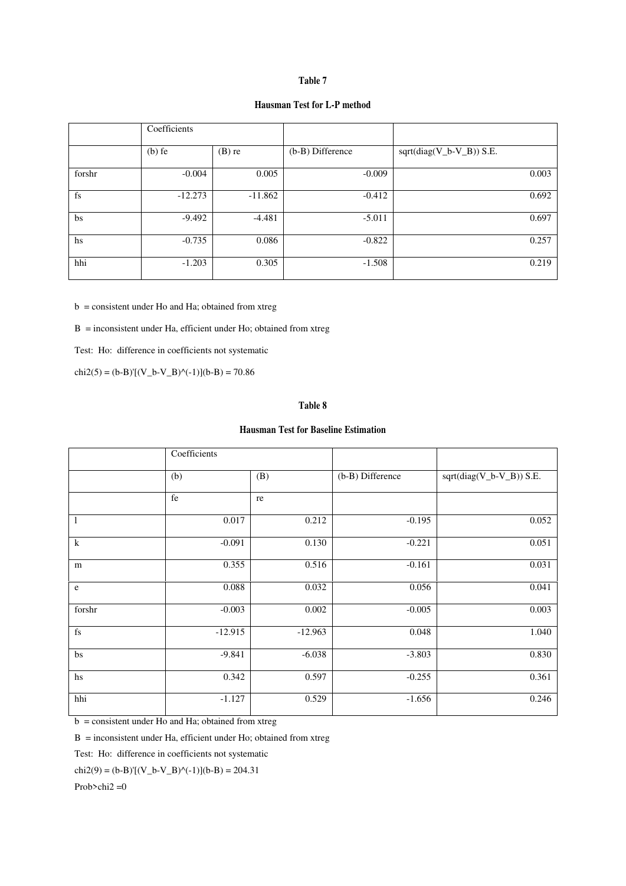**Table 7**

**Hausman Test for L-P method**

| | Coefficients | | | |
|---|---|---|---|---|
| | (b) fe | (B) re | (b-B) Difference | sqrt(diag(V_b-V_B)) S.E. |
| forshr | -0.004 | 0.005 | -0.009 | 0.003 |
| fs | -12.273 | -11.862 | -0.412 | 0.692 |
| bs | -9.492 | -4.481 | -5.011 | 0.697 |
| hs | -0.735 | 0.086 | -0.822 | 0.257 |
| hhi | -1.203 | 0.305 | -1.508 | 0.219 |

b = consistent under Ho and Ha; obtained from xtreg

B = inconsistent under Ha, efficient under Ho; obtained from xtreg

Test: Ho: difference in coefficients not systematic

chi2(5) = (b-B)'[(V_b-V_B)^(-1)](b-B) = 70.86

**Table 8**

**Hausman Test for Baseline Estimation**

| | Coefficients | | | |
|---|---|---|---|---|
| | (b) | (B) | (b-B) Difference | sqrt(diag(V_b-V_B)) S.E. |
| | fe | re | | |
| l | 0.017 | 0.212 | -0.195 | 0.052 |
| k | -0.091 | 0.130 | -0.221 | 0.051 |
| m | 0.355 | 0.516 | -0.161 | 0.031 |
| e | 0.088 | 0.032 | 0.056 | 0.041 |
| forshr | -0.003 | 0.002 | -0.005 | 0.003 |
| fs | -12.915 | -12.963 | 0.048 | 1.040 |
| bs | -9.841 | -6.038 | -3.803 | 0.830 |
| hs | 0.342 | 0.597 | -0.255 | 0.361 |
| hhi | -1.127 | 0.529 | -1.656 | 0.246 |

b = consistent under Ho and Ha; obtained from xtreg

B = inconsistent under Ha, efficient under Ho; obtained from xtreg

Test: Ho: difference in coefficients not systematic

chi2(9) = (b-B)'[(V_b-V_B)^(-1)](b-B) = 204.31

Prob>chi2 =0